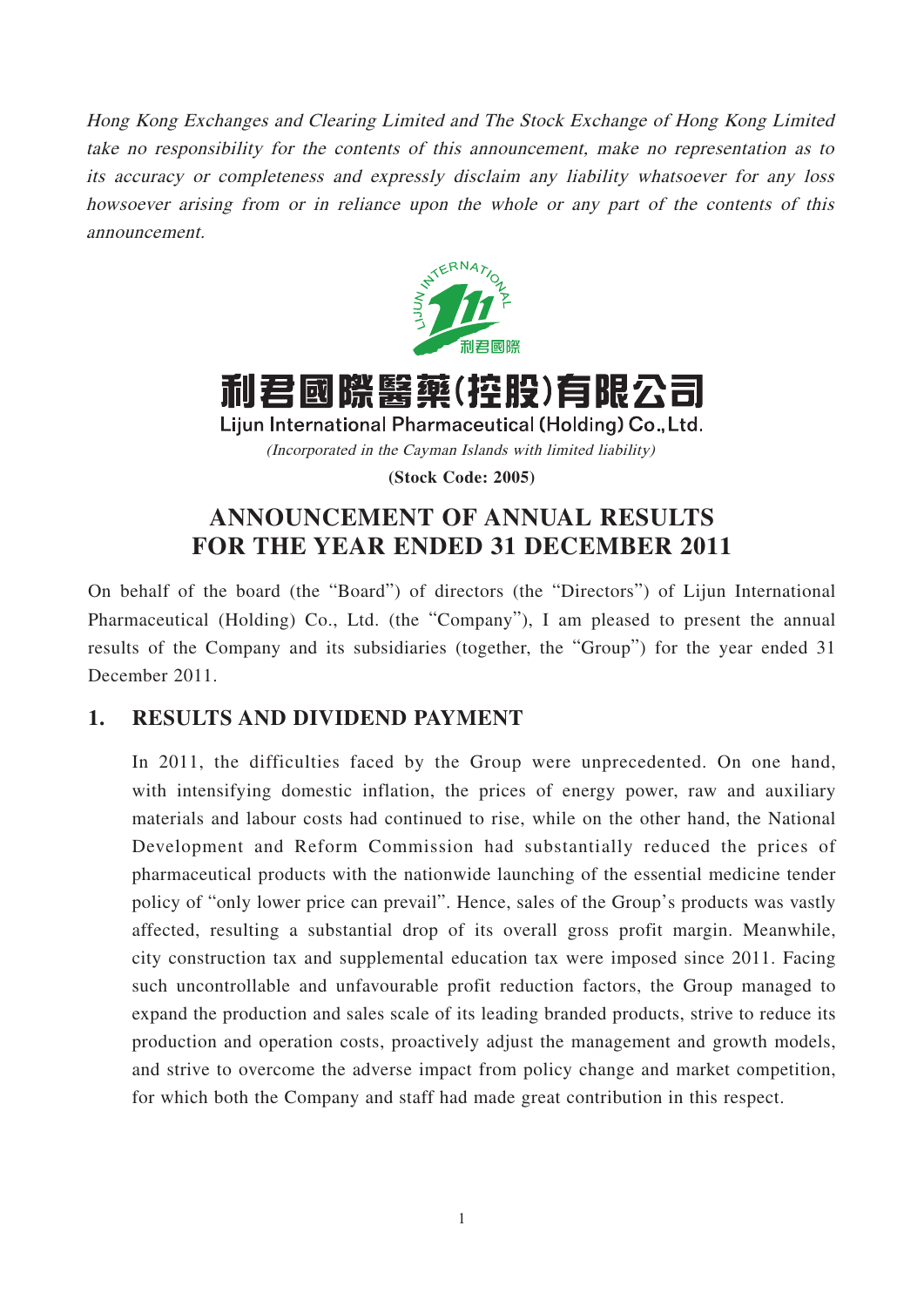*Hong Kong Exchanges and Clearing Limited and The Stock Exchange of Hong Kong Limited take no responsibility for the contents of this announcement, make no representation as to its accuracy or completeness and expressly disclaim any liability whatsoever for any loss howsoever arising from or in reliance upon the whole or any part of the contents of this announcement.*

# 利君國際醫藥(控股)有限公司

**Lijun International Pharmaceutical (Holding) Co., Ltd.**

*(Incorporated in the Cayman Islands with limited liability)*

**(Stock Code: 2005)**

# ANNOUNCEMENT OF ANNUAL RESULTS FOR THE YEAR ENDED 31 DECEMBER 2011

On behalf of the board (the "Board") of directors (the "Directors") of Lijun International Pharmaceutical (Holding) Co., Ltd. (the "Company"), I am pleased to present the annual results of the Company and its subsidiaries (together, the "Group") for the year ended 31 December 2011.

## 1. RESULTS AND DIVIDEND PAYMENT

In 2011, the difficulties faced by the Group were unprecedented. On one hand, with intensifying domestic inflation, the prices of energy power, raw and auxiliary materials and labour costs had continued to rise, while on the other hand, the National Development and Reform Commission had substantially reduced the prices of pharmaceutical products with the nationwide launching of the essential medicine tender policy of "only lower price can prevail". Hence, sales of the Group's products was vastly affected, resulting a substantial drop of its overall gross profit margin. Meanwhile, city construction tax and supplemental education tax were imposed since 2011. Facing such uncontrollable and unfavourable profit reduction factors, the Group managed to expand the production and sales scale of its leading branded products, strive to reduce its production and operation costs, proactively adjust the management and growth models, and strive to overcome the adverse impact from policy change and market competition, for which both the Company and staff had made great contribution in this respect.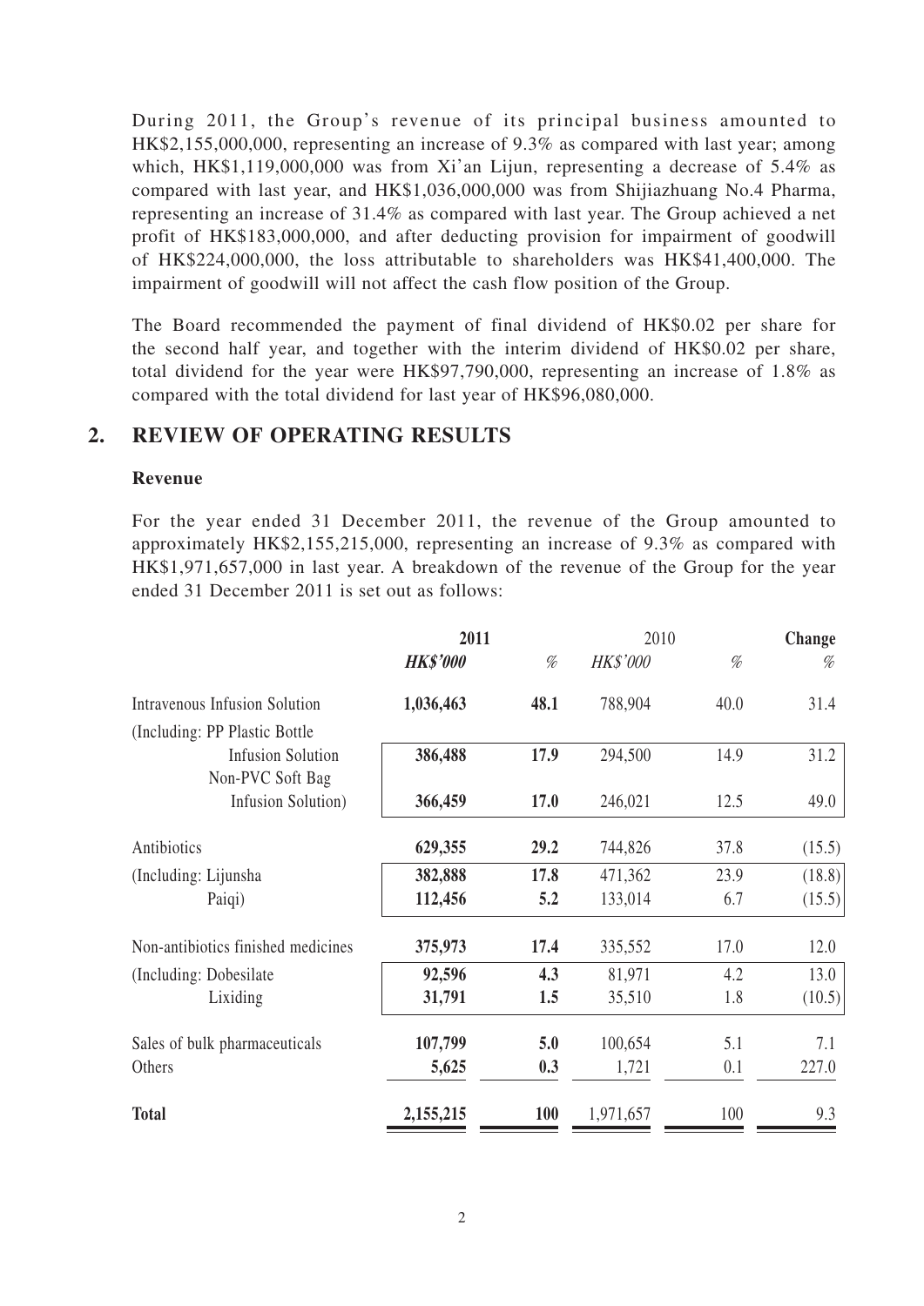During 2011, the Group's revenue of its principal business amounted to HK$2,155,000,000, representing an increase of 9.3% as compared with last year; among which, HK$1,119,000,000 was from Xi'an Lijun, representing a decrease of 5.4% as compared with last year, and HK$1,036,000,000 was from Shijiazhuang No.4 Pharma, representing an increase of 31.4% as compared with last year. The Group achieved a net profit of HK$183,000,000, and after deducting provision for impairment of goodwill of HK$224,000,000, the loss attributable to shareholders was HK$41,400,000. The impairment of goodwill will not affect the cash flow position of the Group.

The Board recommended the payment of final dividend of HK$0.02 per share for the second half year, and together with the interim dividend of HK$0.02 per share, total dividend for the year were HK$97,790,000, representing an increase of 1.8% as compared with the total dividend for last year of HK$96,080,000.

## 2. REVIEW OF OPERATING RESULTS

### Revenue

For the year ended 31 December 2011, the revenue of the Group amounted to approximately HK$2,155,215,000, representing an increase of 9.3% as compared with HK$1,971,657,000 in last year. A breakdown of the revenue of the Group for the year ended 31 December 2011 is set out as follows:

| | **2011** | | 2010 | | **Change** |
|---|---|---|---|---|---|
| | ***HK$'000*** | *%* | *HK$'000* | *%* | *%* |
| Intravenous Infusion Solution | **1,036,463** | **48.1** | 788,904 | 40.0 | 31.4 |
| (Including: PP Plastic Bottle Infusion Solution | **386,488** | **17.9** | 294,500 | 14.9 | 31.2 |
| Non-PVC Soft Bag Infusion Solution) | **366,459** | **17.0** | 246,021 | 12.5 | 49.0 |
| Antibiotics | **629,355** | **29.2** | 744,826 | 37.8 | (15.5) |
| (Including: Lijunsha | **382,888** | **17.8** | 471,362 | 23.9 | (18.8) |
| Paiqi) | **112,456** | **5.2** | 133,014 | 6.7 | (15.5) |
| Non-antibiotics finished medicines | **375,973** | **17.4** | 335,552 | 17.0 | 12.0 |
| (Including: Dobesilate | **92,596** | **4.3** | 81,971 | 4.2 | 13.0 |
| Lixiding | **31,791** | **1.5** | 35,510 | 1.8 | (10.5) |
| Sales of bulk pharmaceuticals | **107,799** | **5.0** | 100,654 | 5.1 | 7.1 |
| Others | **5,625** | **0.3** | 1,721 | 0.1 | 227.0 |
| **Total** | **2,155,215** | **100** | 1,971,657 | 100 | 9.3 |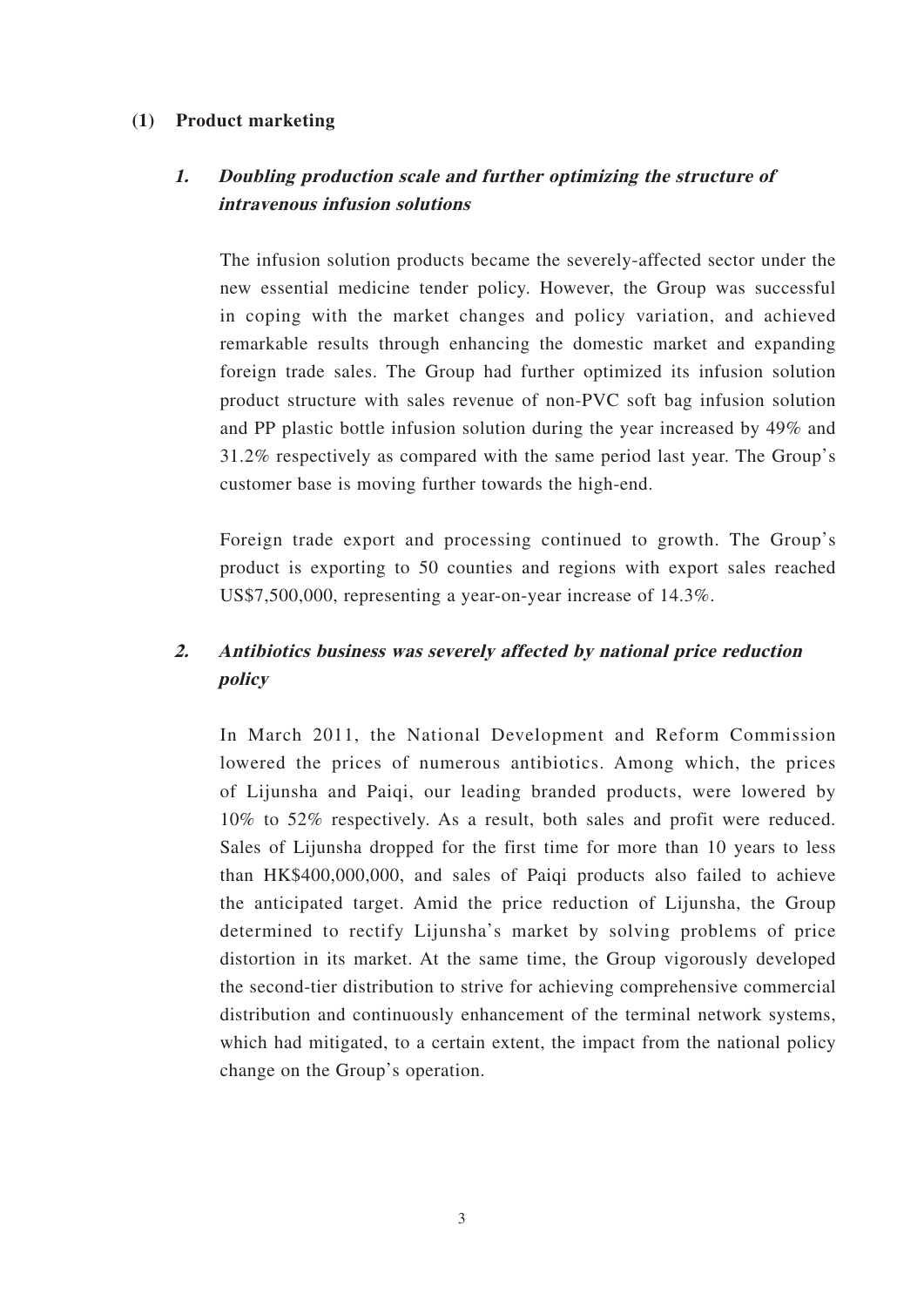### (1) Product marketing

#### ***1. Doubling production scale and further optimizing the structure of intravenous infusion solutions***

The infusion solution products became the severely-affected sector under the new essential medicine tender policy. However, the Group was successful in coping with the market changes and policy variation, and achieved remarkable results through enhancing the domestic market and expanding foreign trade sales. The Group had further optimized its infusion solution product structure with sales revenue of non-PVC soft bag infusion solution and PP plastic bottle infusion solution during the year increased by 49% and 31.2% respectively as compared with the same period last year. The Group's customer base is moving further towards the high-end.

Foreign trade export and processing continued to growth. The Group's product is exporting to 50 counties and regions with export sales reached US$7,500,000, representing a year-on-year increase of 14.3%.

#### ***2. Antibiotics business was severely affected by national price reduction policy***

In March 2011, the National Development and Reform Commission lowered the prices of numerous antibiotics. Among which, the prices of Lijunsha and Paiqi, our leading branded products, were lowered by 10% to 52% respectively. As a result, both sales and profit were reduced. Sales of Lijunsha dropped for the first time for more than 10 years to less than HK$400,000,000, and sales of Paiqi products also failed to achieve the anticipated target. Amid the price reduction of Lijunsha, the Group determined to rectify Lijunsha's market by solving problems of price distortion in its market. At the same time, the Group vigorously developed the second-tier distribution to strive for achieving comprehensive commercial distribution and continuously enhancement of the terminal network systems, which had mitigated, to a certain extent, the impact from the national policy change on the Group's operation.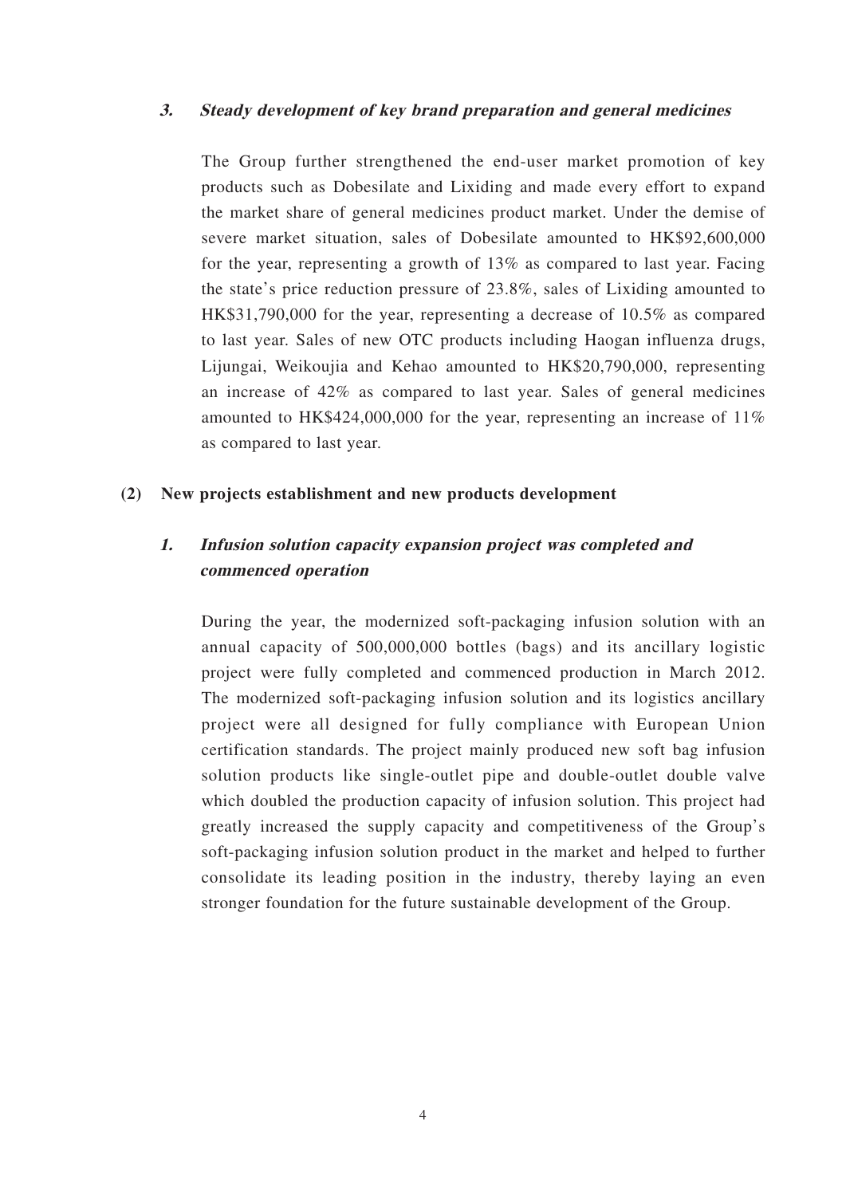### *3. Steady development of key brand preparation and general medicines*

The Group further strengthened the end-user market promotion of key products such as Dobesilate and Lixiding and made every effort to expand the market share of general medicines product market. Under the demise of severe market situation, sales of Dobesilate amounted to HK$92,600,000 for the year, representing a growth of 13% as compared to last year. Facing the state's price reduction pressure of 23.8%, sales of Lixiding amounted to HK$31,790,000 for the year, representing a decrease of 10.5% as compared to last year. Sales of new OTC products including Haogan influenza drugs, Lijungai, Weikoujia and Kehao amounted to HK$20,790,000, representing an increase of 42% as compared to last year. Sales of general medicines amounted to HK$424,000,000 for the year, representing an increase of 11% as compared to last year.

## (2) New projects establishment and new products development

### *1. Infusion solution capacity expansion project was completed and commenced operation*

During the year, the modernized soft-packaging infusion solution with an annual capacity of 500,000,000 bottles (bags) and its ancillary logistic project were fully completed and commenced production in March 2012. The modernized soft-packaging infusion solution and its logistics ancillary project were all designed for fully compliance with European Union certification standards. The project mainly produced new soft bag infusion solution products like single-outlet pipe and double-outlet double valve which doubled the production capacity of infusion solution. This project had greatly increased the supply capacity and competitiveness of the Group's soft-packaging infusion solution product in the market and helped to further consolidate its leading position in the industry, thereby laying an even stronger foundation for the future sustainable development of the Group.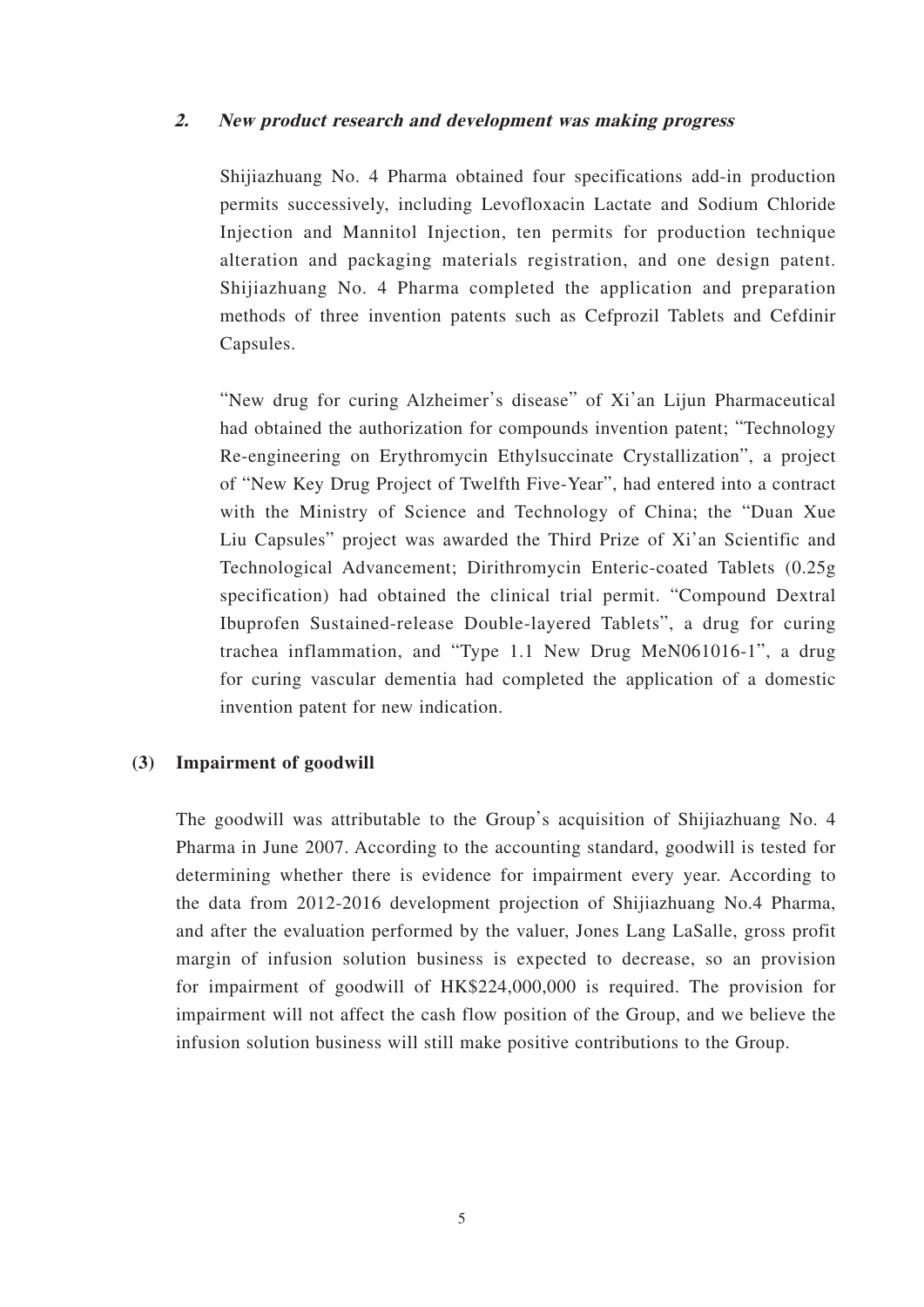### *2. New product research and development was making progress*

Shijiazhuang No. 4 Pharma obtained four specifications add-in production permits successively, including Levofloxacin Lactate and Sodium Chloride Injection and Mannitol Injection, ten permits for production technique alteration and packaging materials registration, and one design patent. Shijiazhuang No. 4 Pharma completed the application and preparation methods of three invention patents such as Cefprozil Tablets and Cefdinir Capsules.

"New drug for curing Alzheimer's disease" of Xi'an Lijun Pharmaceutical had obtained the authorization for compounds invention patent; "Technology Re-engineering on Erythromycin Ethylsuccinate Crystallization", a project of "New Key Drug Project of Twelfth Five-Year", had entered into a contract with the Ministry of Science and Technology of China; the "Duan Xue Liu Capsules" project was awarded the Third Prize of Xi'an Scientific and Technological Advancement; Dirithromycin Enteric-coated Tablets (0.25g specification) had obtained the clinical trial permit. "Compound Dextral Ibuprofen Sustained-release Double-layered Tablets", a drug for curing trachea inflammation, and "Type 1.1 New Drug MeN061016-1", a drug for curing vascular dementia had completed the application of a domestic invention patent for new indication.

### (3) Impairment of goodwill

The goodwill was attributable to the Group's acquisition of Shijiazhuang No. 4 Pharma in June 2007. According to the accounting standard, goodwill is tested for determining whether there is evidence for impairment every year. According to the data from 2012-2016 development projection of Shijiazhuang No.4 Pharma, and after the evaluation performed by the valuer, Jones Lang LaSalle, gross profit margin of infusion solution business is expected to decrease, so an provision for impairment of goodwill of HK$224,000,000 is required. The provision for impairment will not affect the cash flow position of the Group, and we believe the infusion solution business will still make positive contributions to the Group.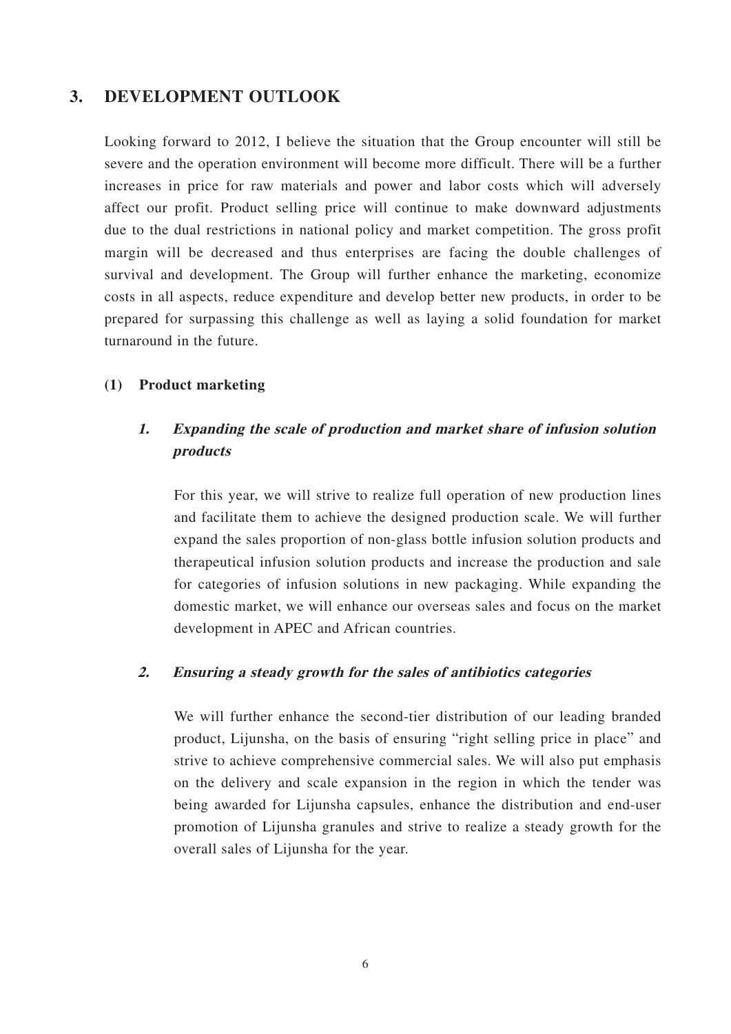## 3. DEVELOPMENT OUTLOOK

Looking forward to 2012, I believe the situation that the Group encounter will still be severe and the operation environment will become more difficult. There will be a further increases in price for raw materials and power and labor costs which will adversely affect our profit. Product selling price will continue to make downward adjustments due to the dual restrictions in national policy and market competition. The gross profit margin will be decreased and thus enterprises are facing the double challenges of survival and development. The Group will further enhance the marketing, economize costs in all aspects, reduce expenditure and develop better new products, in order to be prepared for surpassing this challenge as well as laying a solid foundation for market turnaround in the future.

### (1) Product marketing

#### *1. Expanding the scale of production and market share of infusion solution products*

For this year, we will strive to realize full operation of new production lines and facilitate them to achieve the designed production scale. We will further expand the sales proportion of non-glass bottle infusion solution products and therapeutical infusion solution products and increase the production and sale for categories of infusion solutions in new packaging. While expanding the domestic market, we will enhance our overseas sales and focus on the market development in APEC and African countries.

#### *2. Ensuring a steady growth for the sales of antibiotics categories*

We will further enhance the second-tier distribution of our leading branded product, Lijunsha, on the basis of ensuring "right selling price in place" and strive to achieve comprehensive commercial sales. We will also put emphasis on the delivery and scale expansion in the region in which the tender was being awarded for Lijunsha capsules, enhance the distribution and end-user promotion of Lijunsha granules and strive to realize a steady growth for the overall sales of Lijunsha for the year.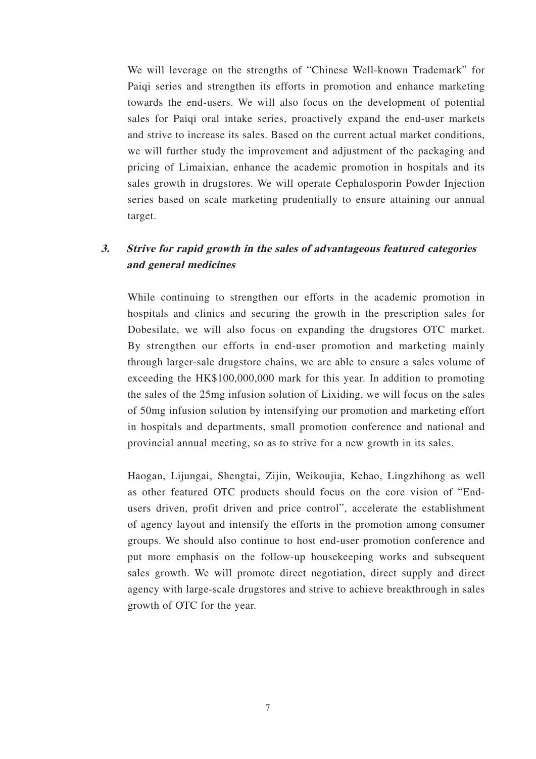We will leverage on the strengths of "Chinese Well-known Trademark" for Paiqi series and strengthen its efforts in promotion and enhance marketing towards the end-users. We will also focus on the development of potential sales for Paiqi oral intake series, proactively expand the end-user markets and strive to increase its sales. Based on the current actual market conditions, we will further study the improvement and adjustment of the packaging and pricing of Limaixian, enhance the academic promotion in hospitals and its sales growth in drugstores. We will operate Cephalosporin Powder Injection series based on scale marketing prudentially to ensure attaining our annual target.

### 3. *Strive for rapid growth in the sales of advantageous featured categories and general medicines*

While continuing to strengthen our efforts in the academic promotion in hospitals and clinics and securing the growth in the prescription sales for Dobesilate, we will also focus on expanding the drugstores OTC market. By strengthen our efforts in end-user promotion and marketing mainly through larger-sale drugstore chains, we are able to ensure a sales volume of exceeding the HK$100,000,000 mark for this year. In addition to promoting the sales of the 25mg infusion solution of Lixiding, we will focus on the sales of 50mg infusion solution by intensifying our promotion and marketing effort in hospitals and departments, small promotion conference and national and provincial annual meeting, so as to strive for a new growth in its sales.

Haogan, Lijungai, Shengtai, Zijin, Weikoujia, Kehao, Lingzhihong as well as other featured OTC products should focus on the core vision of "End-users driven, profit driven and price control", accelerate the establishment of agency layout and intensify the efforts in the promotion among consumer groups. We should also continue to host end-user promotion conference and put more emphasis on the follow-up housekeeping works and subsequent sales growth. We will promote direct negotiation, direct supply and direct agency with large-scale drugstores and strive to achieve breakthrough in sales growth of OTC for the year.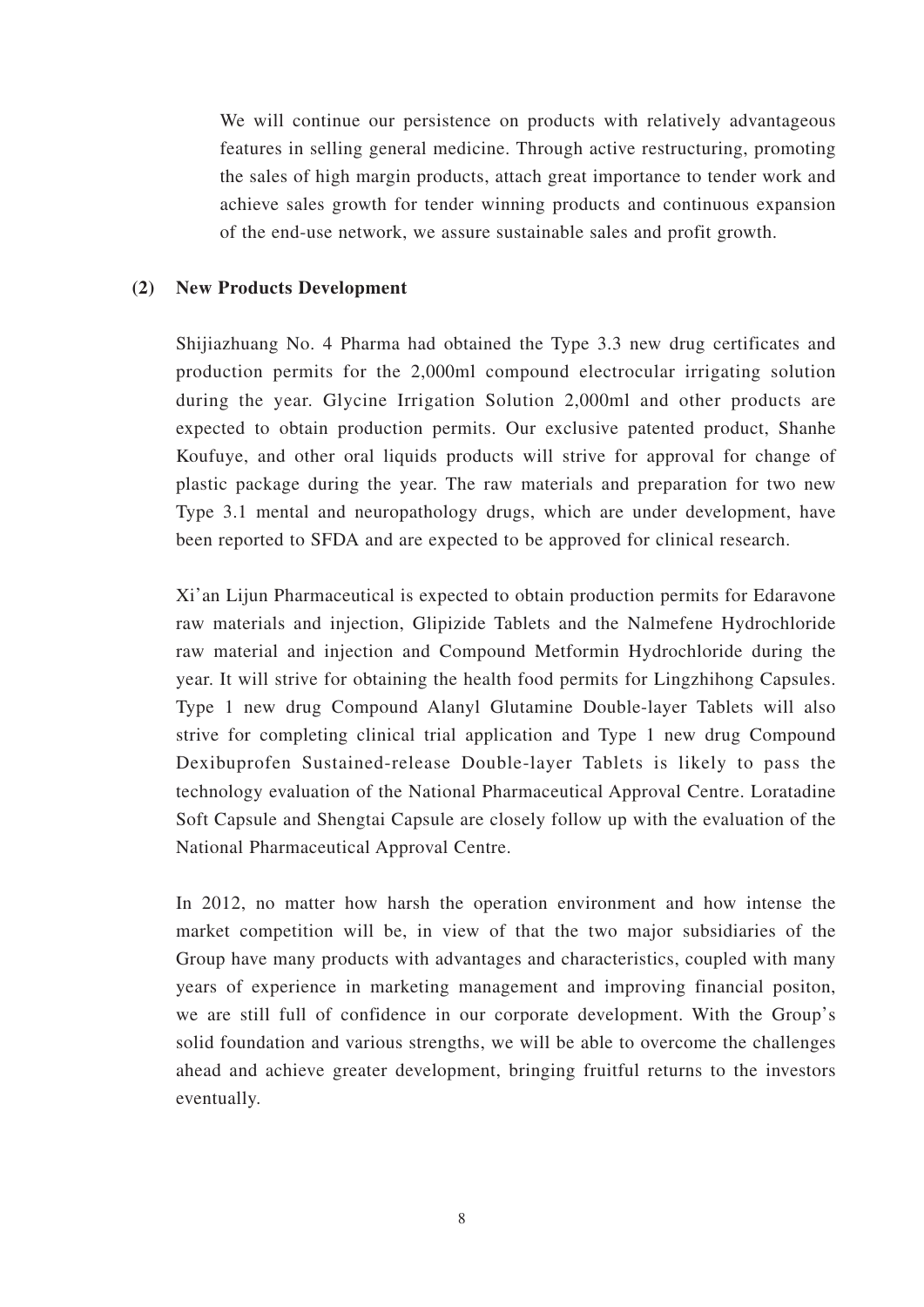We will continue our persistence on products with relatively advantageous features in selling general medicine. Through active restructuring, promoting the sales of high margin products, attach great importance to tender work and achieve sales growth for tender winning products and continuous expansion of the end-use network, we assure sustainable sales and profit growth.

**(2) New Products Development**

Shijiazhuang No. 4 Pharma had obtained the Type 3.3 new drug certificates and production permits for the 2,000ml compound electrocular irrigating solution during the year. Glycine Irrigation Solution 2,000ml and other products are expected to obtain production permits. Our exclusive patented product, Shanhe Koufuye, and other oral liquids products will strive for approval for change of plastic package during the year. The raw materials and preparation for two new Type 3.1 mental and neuropathology drugs, which are under development, have been reported to SFDA and are expected to be approved for clinical research.

Xi'an Lijun Pharmaceutical is expected to obtain production permits for Edaravone raw materials and injection, Glipizide Tablets and the Nalmefene Hydrochloride raw material and injection and Compound Metformin Hydrochloride during the year. It will strive for obtaining the health food permits for Lingzhihong Capsules. Type 1 new drug Compound Alanyl Glutamine Double-layer Tablets will also strive for completing clinical trial application and Type 1 new drug Compound Dexibuprofen Sustained-release Double-layer Tablets is likely to pass the technology evaluation of the National Pharmaceutical Approval Centre. Loratadine Soft Capsule and Shengtai Capsule are closely follow up with the evaluation of the National Pharmaceutical Approval Centre.

In 2012, no matter how harsh the operation environment and how intense the market competition will be, in view of that the two major subsidiaries of the Group have many products with advantages and characteristics, coupled with many years of experience in marketing management and improving financial positon, we are still full of confidence in our corporate development. With the Group's solid foundation and various strengths, we will be able to overcome the challenges ahead and achieve greater development, bringing fruitful returns to the investors eventually.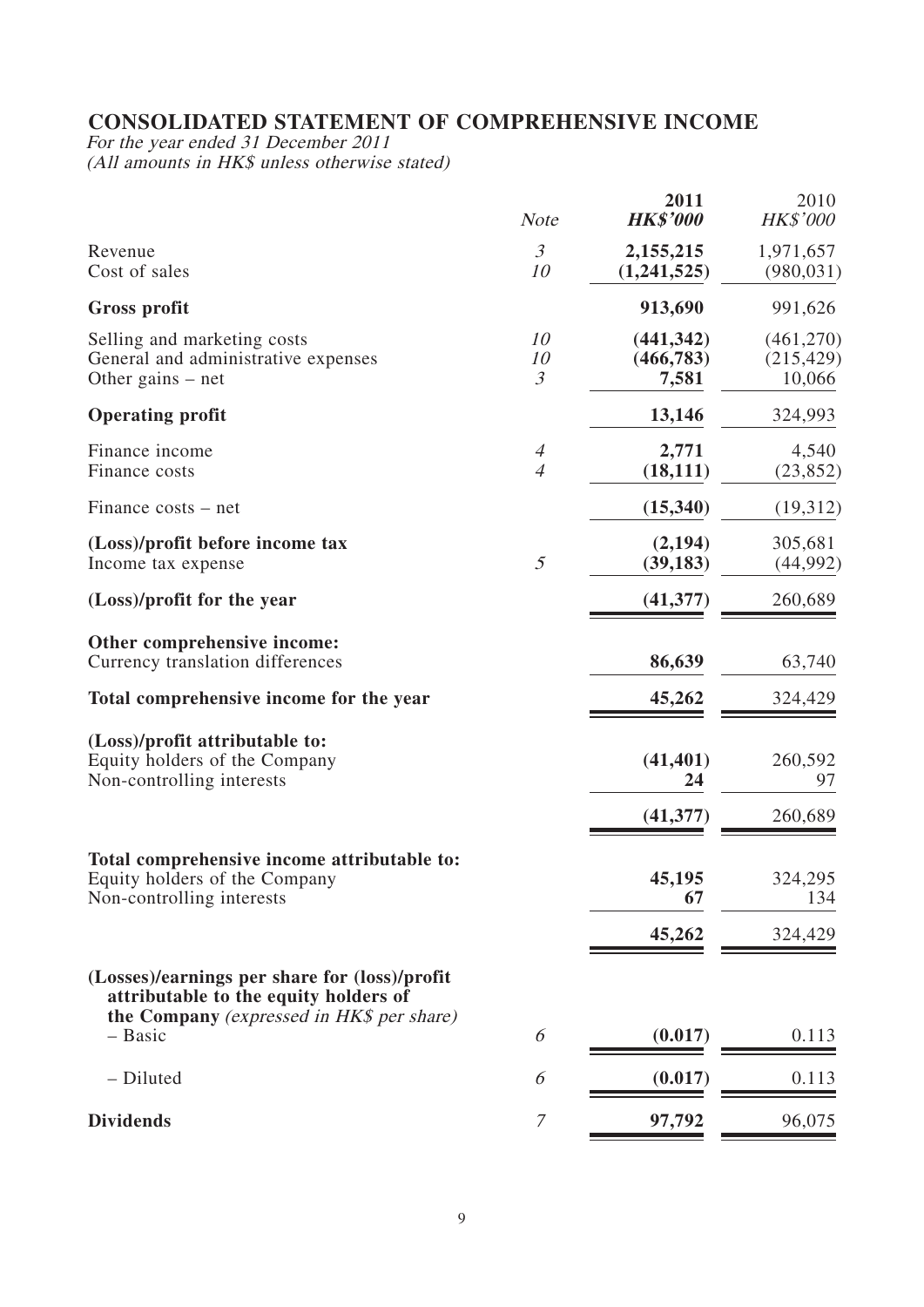## CONSOLIDATED STATEMENT OF COMPREHENSIVE INCOME

*For the year ended 31 December 2011*
*(All amounts in HK$ unless otherwise stated)*

| | *Note* | **2011** ***HK$'000*** | 2010 *HK$'000* |
|---|---|---|---|
| Revenue | *3* | **2,155,215** | 1,971,657 |
| Cost of sales | *10* | **(1,241,525)** | (980,031) |
| **Gross profit** | | **913,690** | 991,626 |
| Selling and marketing costs | *10* | **(441,342)** | (461,270) |
| General and administrative expenses | *10* | **(466,783)** | (215,429) |
| Other gains – net | *3* | **7,581** | 10,066 |
| **Operating profit** | | **13,146** | 324,993 |
| Finance income | *4* | **2,771** | 4,540 |
| Finance costs | *4* | **(18,111)** | (23,852) |
| Finance costs – net | | **(15,340)** | (19,312) |
| **(Loss)/profit before income tax** | | **(2,194)** | 305,681 |
| Income tax expense | *5* | **(39,183)** | (44,992) |
| **(Loss)/profit for the year** | | **(41,377)** | 260,689 |
| **Other comprehensive income:** | | | |
| Currency translation differences | | **86,639** | 63,740 |
| **Total comprehensive income for the year** | | **45,262** | 324,429 |
| **(Loss)/profit attributable to:** | | | |
| Equity holders of the Company | | **(41,401)** | 260,592 |
| Non-controlling interests | | **24** | 97 |
| | | **(41,377)** | 260,689 |
| **Total comprehensive income attributable to:** | | | |
| Equity holders of the Company | | **45,195** | 324,295 |
| Non-controlling interests | | **67** | 134 |
| | | **45,262** | 324,429 |
| **(Losses)/earnings per share for (loss)/profit attributable to the equity holders of the Company** *(expressed in HK$ per share)* | | | |
| – Basic | *6* | **(0.017)** | 0.113 |
| – Diluted | *6* | **(0.017)** | 0.113 |
| **Dividends** | *7* | **97,792** | 96,075 |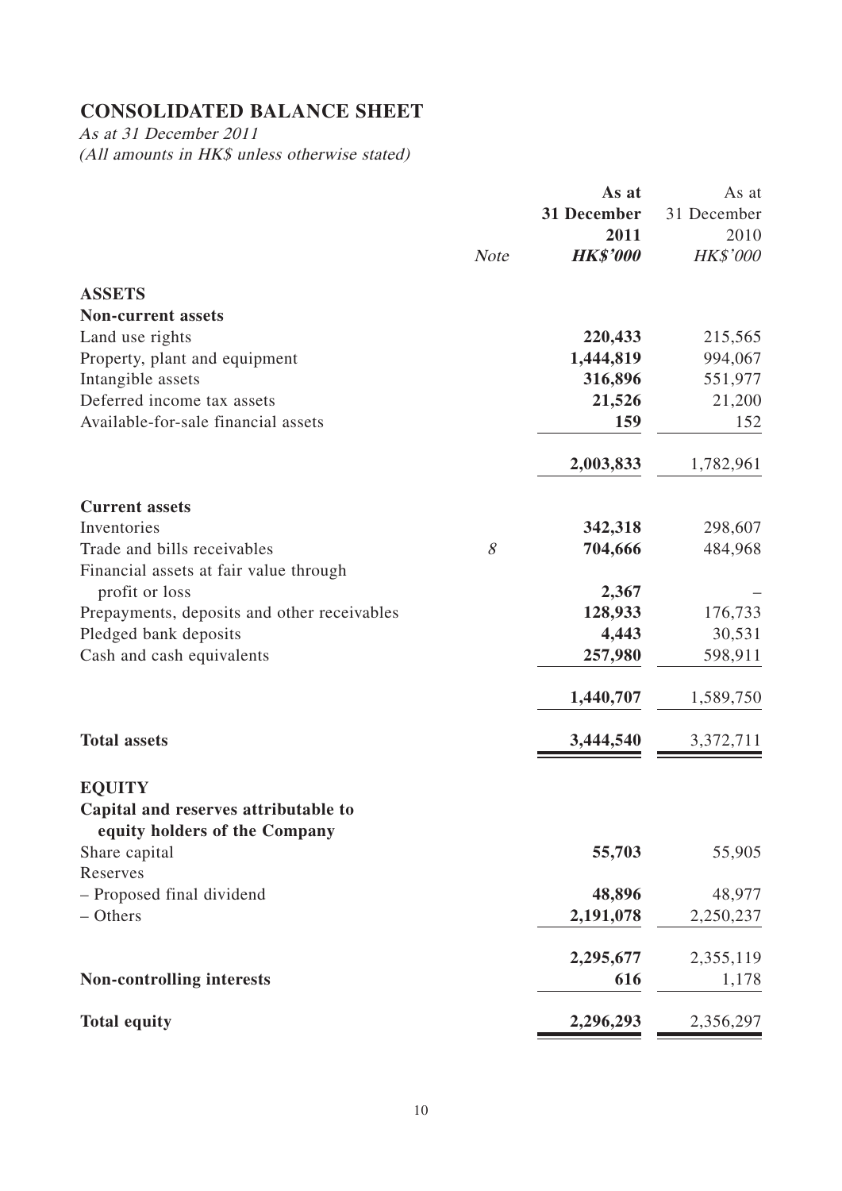# CONSOLIDATED BALANCE SHEET

*As at 31 December 2011*
*(All amounts in HK$ unless otherwise stated)*

| | Note | As at 31 December 2011 HK$'000 | As at 31 December 2010 HK$'000 |
|---|---|---|---|
| **ASSETS** | | | |
| **Non-current assets** | | | |
| Land use rights | | **220,433** | 215,565 |
| Property, plant and equipment | | **1,444,819** | 994,067 |
| Intangible assets | | **316,896** | 551,977 |
| Deferred income tax assets | | **21,526** | 21,200 |
| Available-for-sale financial assets | | **159** | 152 |
| | | **2,003,833** | 1,782,961 |
| **Current assets** | | | |
| Inventories | | **342,318** | 298,607 |
| Trade and bills receivables | *8* | **704,666** | 484,968 |
| Financial assets at fair value through profit or loss | | **2,367** | – |
| Prepayments, deposits and other receivables | | **128,933** | 176,733 |
| Pledged bank deposits | | **4,443** | 30,531 |
| Cash and cash equivalents | | **257,980** | 598,911 |
| | | **1,440,707** | 1,589,750 |
| **Total assets** | | **3,444,540** | 3,372,711 |
| **EQUITY** | | | |
| **Capital and reserves attributable to equity holders of the Company** | | | |
| Share capital | | **55,703** | 55,905 |
| Reserves | | | |
| – Proposed final dividend | | **48,896** | 48,977 |
| – Others | | **2,191,078** | 2,250,237 |
| | | **2,295,677** | 2,355,119 |
| **Non-controlling interests** | | **616** | 1,178 |
| **Total equity** | | **2,296,293** | 2,356,297 |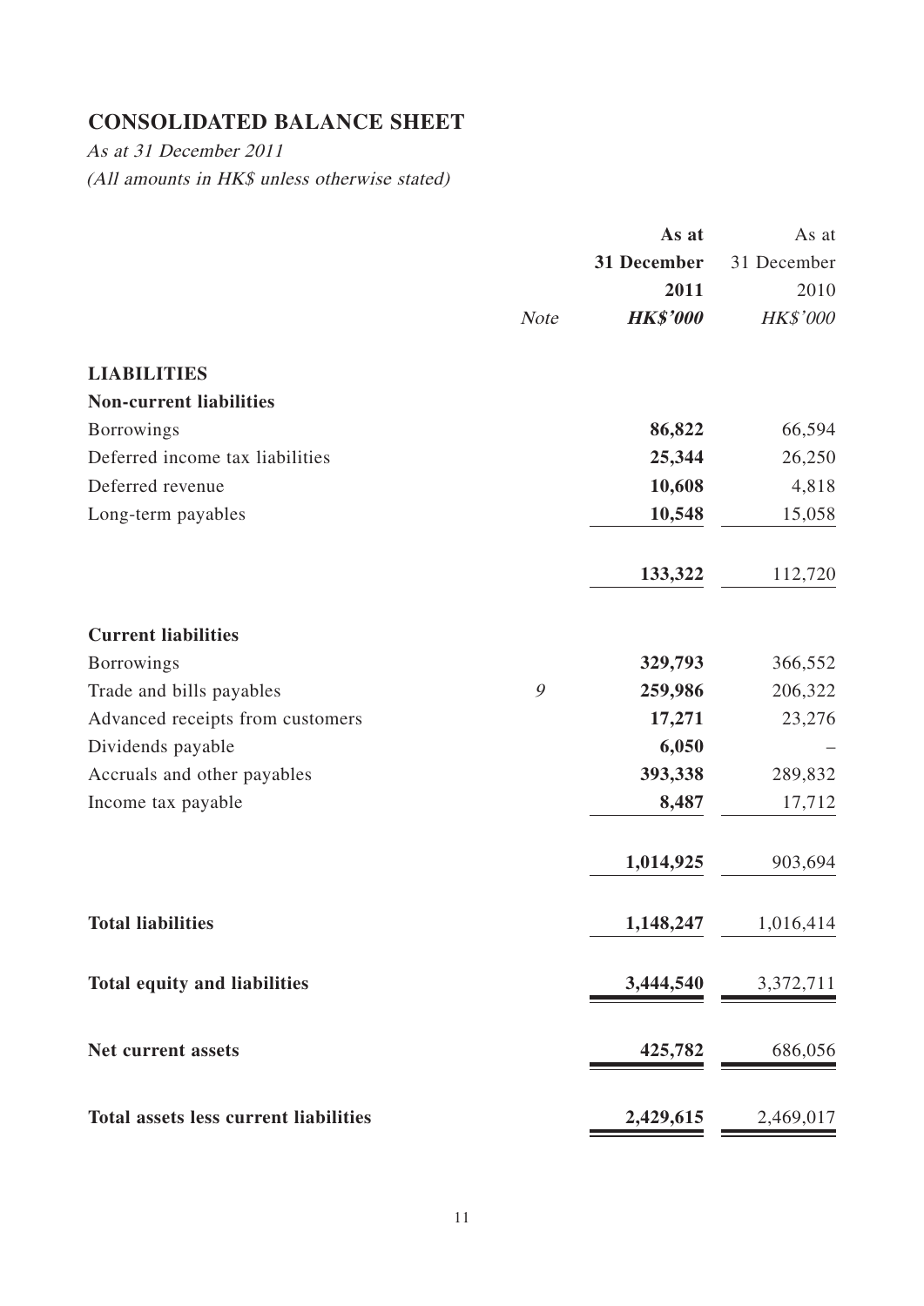## CONSOLIDATED BALANCE SHEET

*As at 31 December 2011*
*(All amounts in HK$ unless otherwise stated)*

| | Note | As at 31 December 2011 HK$'000 | As at 31 December 2010 HK$'000 |
|---|---|---|---|
| **LIABILITIES** | | | |
| **Non-current liabilities** | | | |
| Borrowings | | **86,822** | 66,594 |
| Deferred income tax liabilities | | **25,344** | 26,250 |
| Deferred revenue | | **10,608** | 4,818 |
| Long-term payables | | **10,548** | 15,058 |
| | | **133,322** | 112,720 |
| **Current liabilities** | | | |
| Borrowings | | **329,793** | 366,552 |
| Trade and bills payables | 9 | **259,986** | 206,322 |
| Advanced receipts from customers | | **17,271** | 23,276 |
| Dividends payable | | **6,050** | – |
| Accruals and other payables | | **393,338** | 289,832 |
| Income tax payable | | **8,487** | 17,712 |
| | | **1,014,925** | 903,694 |
| **Total liabilities** | | **1,148,247** | 1,016,414 |
| **Total equity and liabilities** | | **3,444,540** | 3,372,711 |
| **Net current assets** | | **425,782** | 686,056 |
| **Total assets less current liabilities** | | **2,429,615** | 2,469,017 |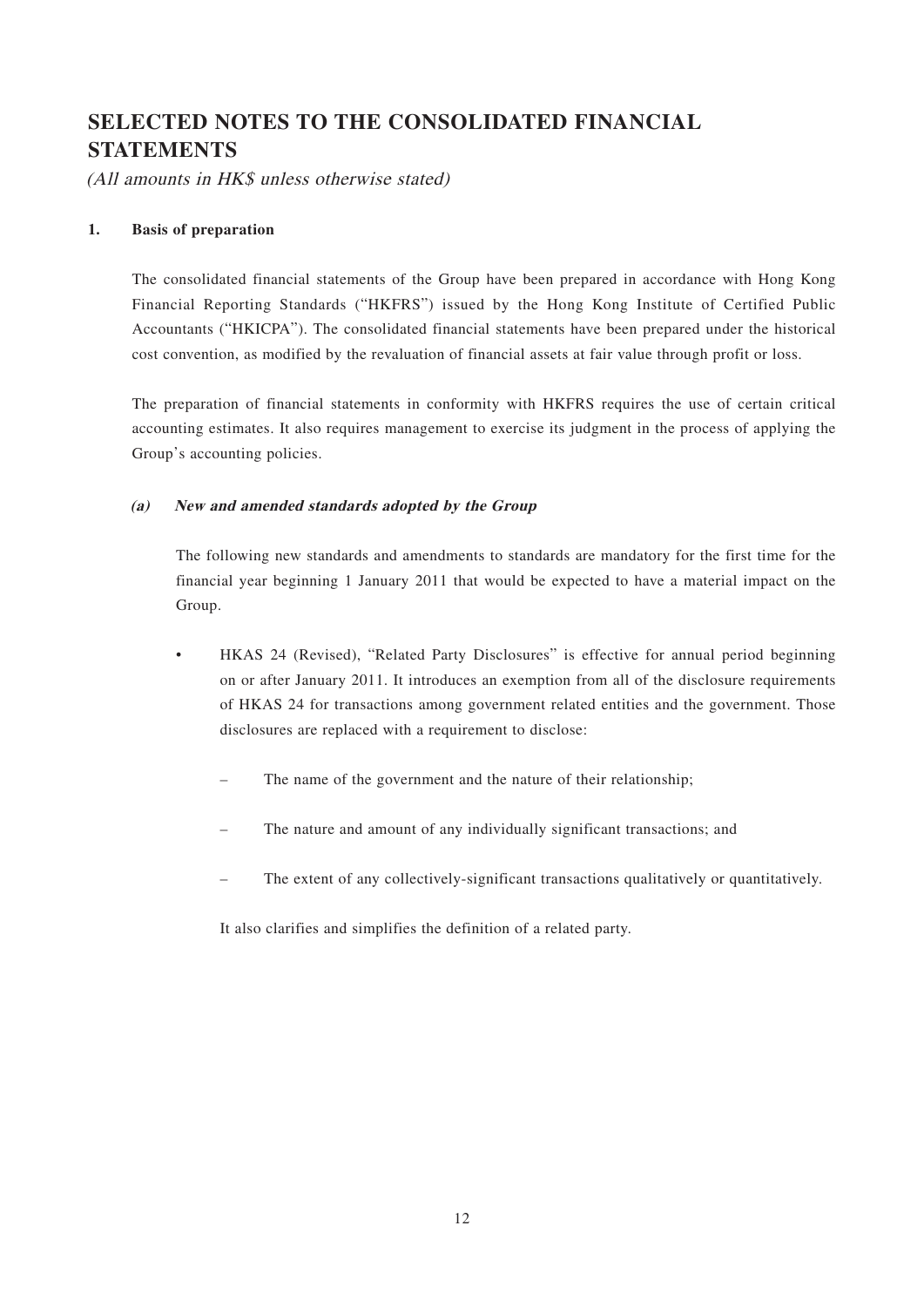# SELECTED NOTES TO THE CONSOLIDATED FINANCIAL STATEMENTS

*(All amounts in HK$ unless otherwise stated)*

## 1. Basis of preparation

The consolidated financial statements of the Group have been prepared in accordance with Hong Kong Financial Reporting Standards ("HKFRS") issued by the Hong Kong Institute of Certified Public Accountants ("HKICPA"). The consolidated financial statements have been prepared under the historical cost convention, as modified by the revaluation of financial assets at fair value through profit or loss.

The preparation of financial statements in conformity with HKFRS requires the use of certain critical accounting estimates. It also requires management to exercise its judgment in the process of applying the Group's accounting policies.

### *(a) New and amended standards adopted by the Group*

The following new standards and amendments to standards are mandatory for the first time for the financial year beginning 1 January 2011 that would be expected to have a material impact on the Group.

- HKAS 24 (Revised), "Related Party Disclosures" is effective for annual period beginning on or after January 2011. It introduces an exemption from all of the disclosure requirements of HKAS 24 for transactions among government related entities and the government. Those disclosures are replaced with a requirement to disclose:
  - The name of the government and the nature of their relationship;
  - The nature and amount of any individually significant transactions; and
  - The extent of any collectively-significant transactions qualitatively or quantitatively.

  It also clarifies and simplifies the definition of a related party.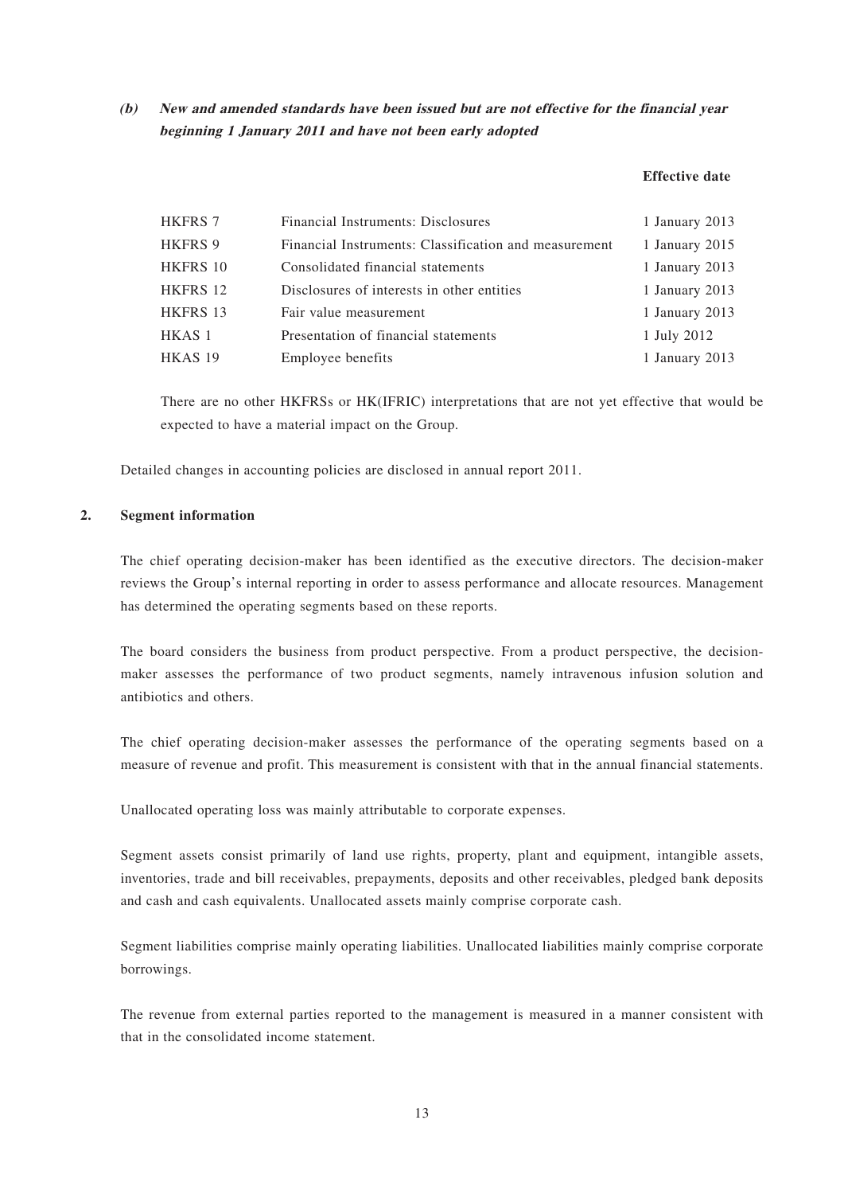***(b) New and amended standards have been issued but are not effective for the financial year beginning 1 January 2011 and have not been early adopted***

| | | **Effective date** |
|---|---|---|
| HKFRS 7 | Financial Instruments: Disclosures | 1 January 2013 |
| HKFRS 9 | Financial Instruments: Classification and measurement | 1 January 2015 |
| HKFRS 10 | Consolidated financial statements | 1 January 2013 |
| HKFRS 12 | Disclosures of interests in other entities | 1 January 2013 |
| HKFRS 13 | Fair value measurement | 1 January 2013 |
| HKAS 1 | Presentation of financial statements | 1 July 2012 |
| HKAS 19 | Employee benefits | 1 January 2013 |

There are no other HKFRSs or HK(IFRIC) interpretations that are not yet effective that would be expected to have a material impact on the Group.

Detailed changes in accounting policies are disclosed in annual report 2011.

## 2. Segment information

The chief operating decision-maker has been identified as the executive directors. The decision-maker reviews the Group's internal reporting in order to assess performance and allocate resources. Management has determined the operating segments based on these reports.

The board considers the business from product perspective. From a product perspective, the decision-maker assesses the performance of two product segments, namely intravenous infusion solution and antibiotics and others.

The chief operating decision-maker assesses the performance of the operating segments based on a measure of revenue and profit. This measurement is consistent with that in the annual financial statements.

Unallocated operating loss was mainly attributable to corporate expenses.

Segment assets consist primarily of land use rights, property, plant and equipment, intangible assets, inventories, trade and bill receivables, prepayments, deposits and other receivables, pledged bank deposits and cash and cash equivalents. Unallocated assets mainly comprise corporate cash.

Segment liabilities comprise mainly operating liabilities. Unallocated liabilities mainly comprise corporate borrowings.

The revenue from external parties reported to the management is measured in a manner consistent with that in the consolidated income statement.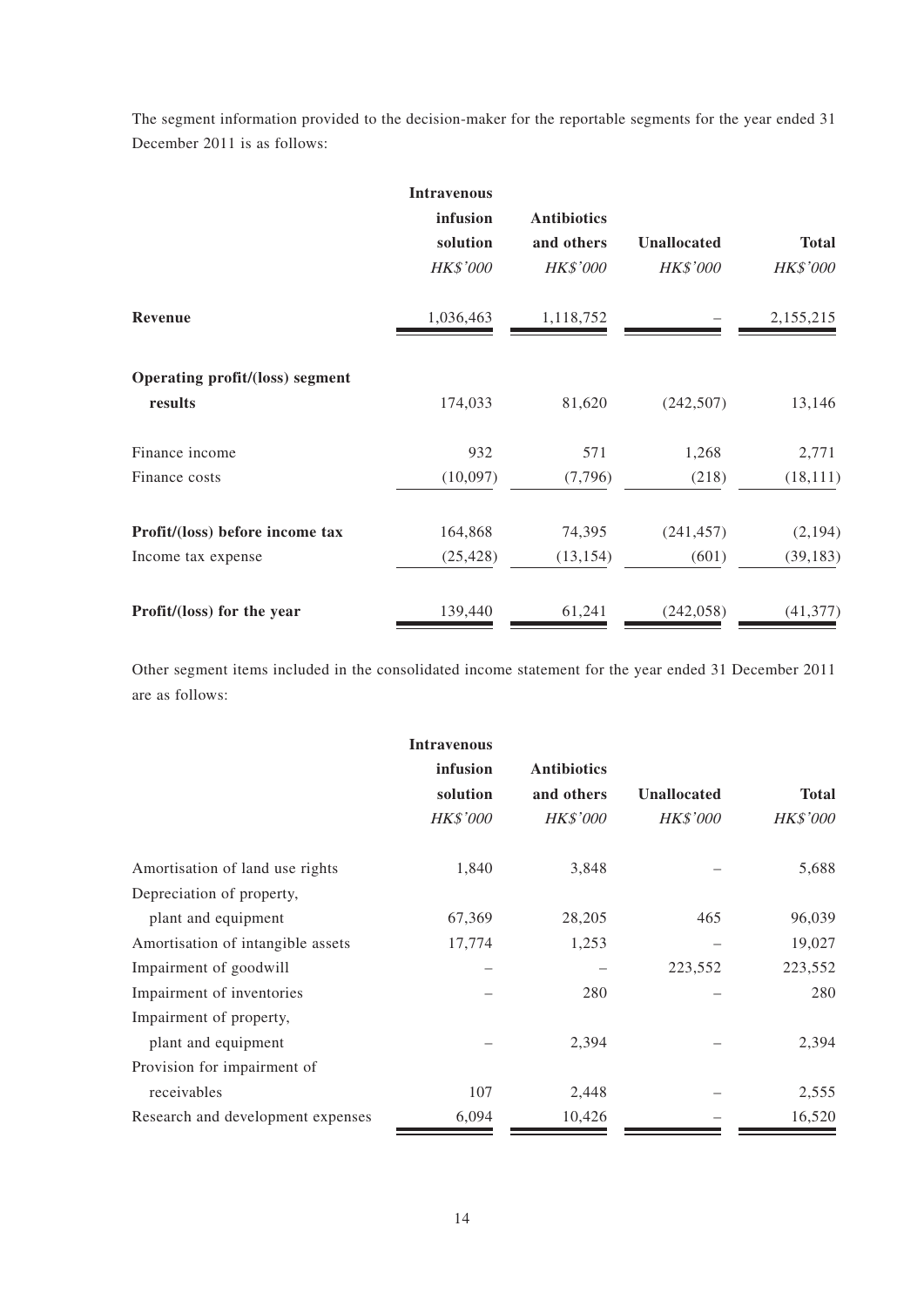The segment information provided to the decision-maker for the reportable segments for the year ended 31 December 2011 is as follows:

| | Intravenous infusion solution | Antibiotics and others | Unallocated | Total |
|---|---|---|---|---|
| | *HK$'000* | *HK$'000* | *HK$'000* | *HK$'000* |
| **Revenue** | 1,036,463 | 1,118,752 | – | 2,155,215 |
| **Operating profit/(loss) segment results** | 174,033 | 81,620 | (242,507) | 13,146 |
| Finance income | 932 | 571 | 1,268 | 2,771 |
| Finance costs | (10,097) | (7,796) | (218) | (18,111) |
| **Profit/(loss) before income tax** | 164,868 | 74,395 | (241,457) | (2,194) |
| Income tax expense | (25,428) | (13,154) | (601) | (39,183) |
| **Profit/(loss) for the year** | 139,440 | 61,241 | (242,058) | (41,377) |

Other segment items included in the consolidated income statement for the year ended 31 December 2011 are as follows:

| | Intravenous infusion solution | Antibiotics and others | Unallocated | Total |
|---|---|---|---|---|
| | *HK$'000* | *HK$'000* | *HK$'000* | *HK$'000* |
| Amortisation of land use rights | 1,840 | 3,848 | – | 5,688 |
| Depreciation of property, plant and equipment | 67,369 | 28,205 | 465 | 96,039 |
| Amortisation of intangible assets | 17,774 | 1,253 | – | 19,027 |
| Impairment of goodwill | – | – | 223,552 | 223,552 |
| Impairment of inventories | – | 280 | – | 280 |
| Impairment of property, plant and equipment | – | 2,394 | – | 2,394 |
| Provision for impairment of receivables | 107 | 2,448 | – | 2,555 |
| Research and development expenses | 6,094 | 10,426 | – | 16,520 |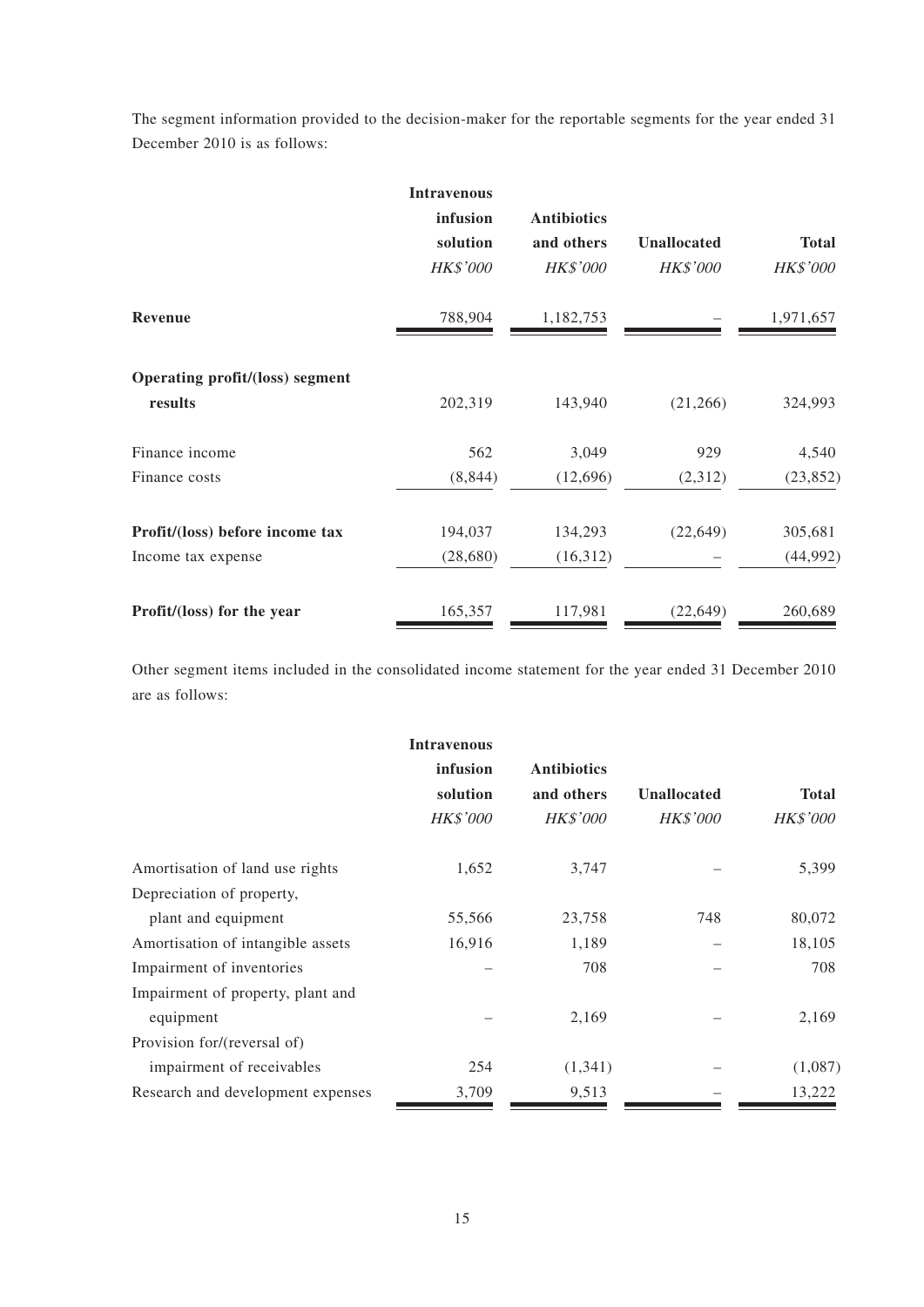The segment information provided to the decision-maker for the reportable segments for the year ended 31 December 2010 is as follows:

| | Intravenous infusion solution | Antibiotics and others | Unallocated | Total |
|---|---|---|---|---|
| | *HK$'000* | *HK$'000* | *HK$'000* | *HK$'000* |
| **Revenue** | 788,904 | 1,182,753 | – | 1,971,657 |
| **Operating profit/(loss) segment results** | 202,319 | 143,940 | (21,266) | 324,993 |
| Finance income | 562 | 3,049 | 929 | 4,540 |
| Finance costs | (8,844) | (12,696) | (2,312) | (23,852) |
| **Profit/(loss) before income tax** | 194,037 | 134,293 | (22,649) | 305,681 |
| Income tax expense | (28,680) | (16,312) | – | (44,992) |
| **Profit/(loss) for the year** | 165,357 | 117,981 | (22,649) | 260,689 |

Other segment items included in the consolidated income statement for the year ended 31 December 2010 are as follows:

| | Intravenous infusion solution | Antibiotics and others | Unallocated | Total |
|---|---|---|---|---|
| | *HK$'000* | *HK$'000* | *HK$'000* | *HK$'000* |
| Amortisation of land use rights | 1,652 | 3,747 | – | 5,399 |
| Depreciation of property, plant and equipment | 55,566 | 23,758 | 748 | 80,072 |
| Amortisation of intangible assets | 16,916 | 1,189 | – | 18,105 |
| Impairment of inventories | – | 708 | – | 708 |
| Impairment of property, plant and equipment | – | 2,169 | – | 2,169 |
| Provision for/(reversal of) impairment of receivables | 254 | (1,341) | – | (1,087) |
| Research and development expenses | 3,709 | 9,513 | – | 13,222 |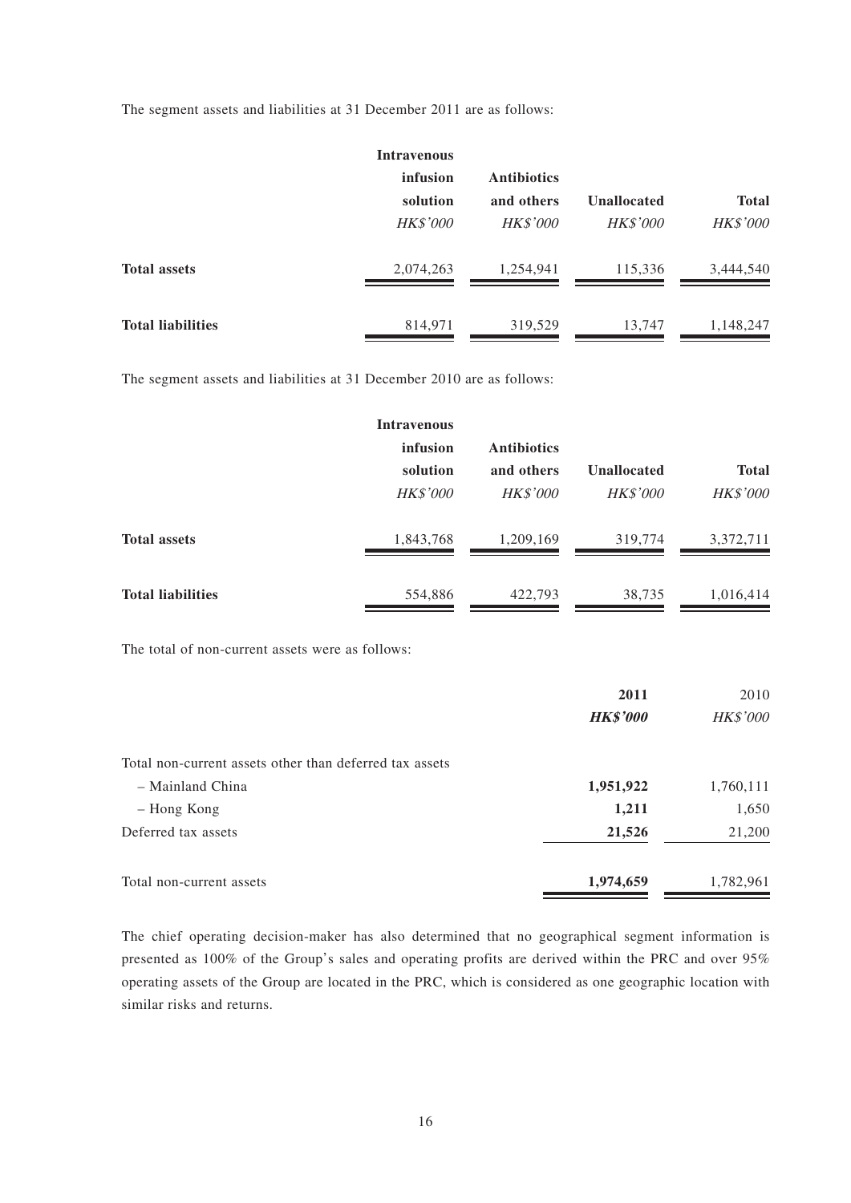The segment assets and liabilities at 31 December 2011 are as follows:

| | Intravenous infusion solution | Antibiotics and others | Unallocated | Total |
|---|---|---|---|---|
| | *HK$'000* | *HK$'000* | *HK$'000* | *HK$'000* |
| **Total assets** | 2,074,263 | 1,254,941 | 115,336 | 3,444,540 |
| **Total liabilities** | 814,971 | 319,529 | 13,747 | 1,148,247 |

The segment assets and liabilities at 31 December 2010 are as follows:

| | Intravenous infusion solution | Antibiotics and others | Unallocated | Total |
|---|---|---|---|---|
| | *HK$'000* | *HK$'000* | *HK$'000* | *HK$'000* |
| **Total assets** | 1,843,768 | 1,209,169 | 319,774 | 3,372,711 |
| **Total liabilities** | 554,886 | 422,793 | 38,735 | 1,016,414 |

The total of non-current assets were as follows:

| | **2011** | 2010 |
|---|---|---|
| | ***HK$'000*** | *HK$'000* |
| Total non-current assets other than deferred tax assets | | |
| – Mainland China | **1,951,922** | 1,760,111 |
| – Hong Kong | **1,211** | 1,650 |
| Deferred tax assets | **21,526** | 21,200 |
| Total non-current assets | **1,974,659** | 1,782,961 |

The chief operating decision-maker has also determined that no geographical segment information is presented as 100% of the Group's sales and operating profits are derived within the PRC and over 95% operating assets of the Group are located in the PRC, which is considered as one geographic location with similar risks and returns.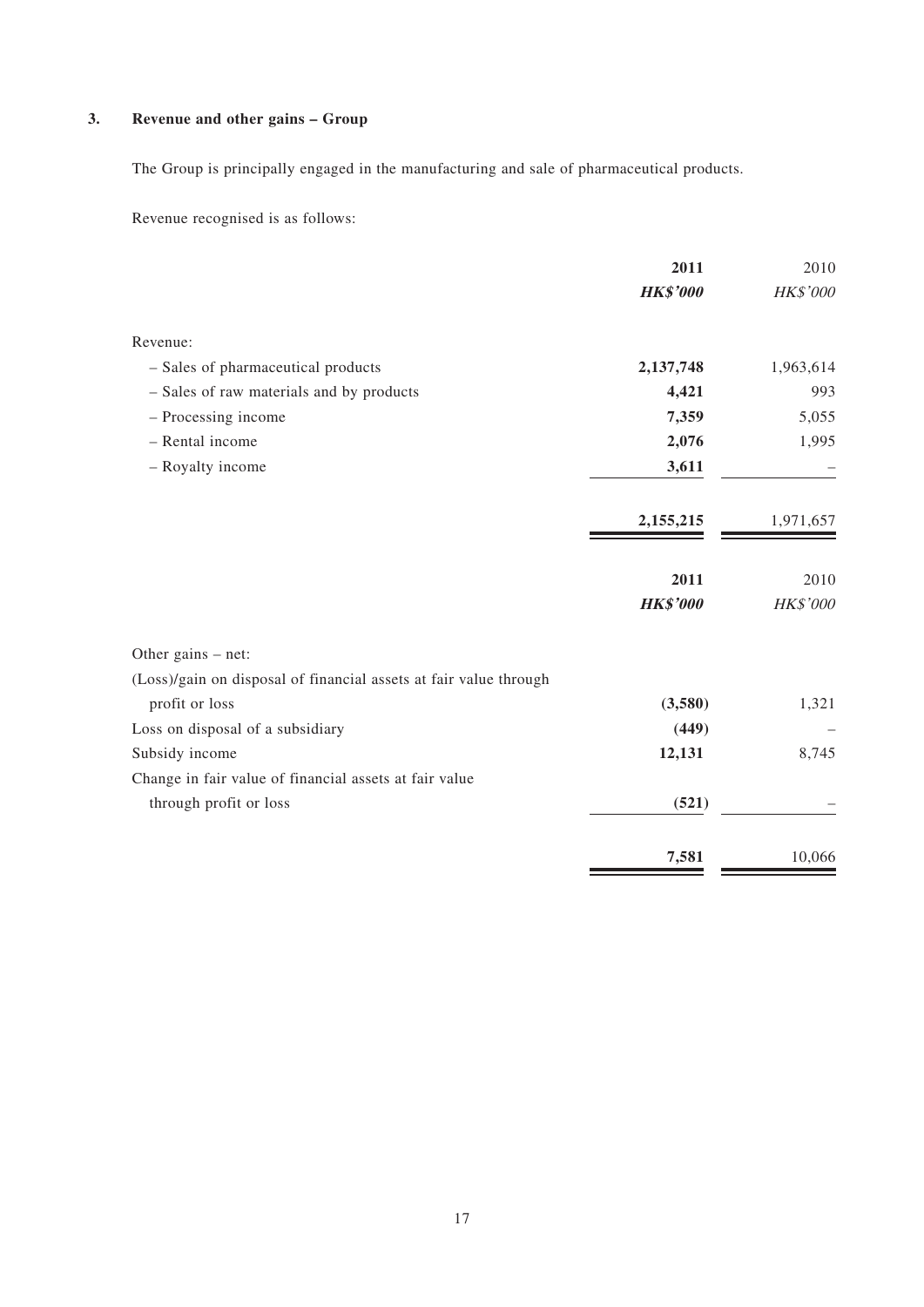## 3. Revenue and other gains – Group

The Group is principally engaged in the manufacturing and sale of pharmaceutical products.

Revenue recognised is as follows:

| | **2011** | 2010 |
|---|---|---|
| | ***HK$'000*** | *HK$'000* |
| Revenue: | | |
| – Sales of pharmaceutical products | **2,137,748** | 1,963,614 |
| – Sales of raw materials and by products | **4,421** | 993 |
| – Processing income | **7,359** | 5,055 |
| – Rental income | **2,076** | 1,995 |
| – Royalty income | **3,611** | – |
| | **2,155,215** | 1,971,657 |

| | **2011** | 2010 |
|---|---|---|
| | ***HK$'000*** | *HK$'000* |
| Other gains – net: | | |
| (Loss)/gain on disposal of financial assets at fair value through profit or loss | **(3,580)** | 1,321 |
| Loss on disposal of a subsidiary | **(449)** | – |
| Subsidy income | **12,131** | 8,745 |
| Change in fair value of financial assets at fair value through profit or loss | **(521)** | – |
| | **7,581** | 10,066 |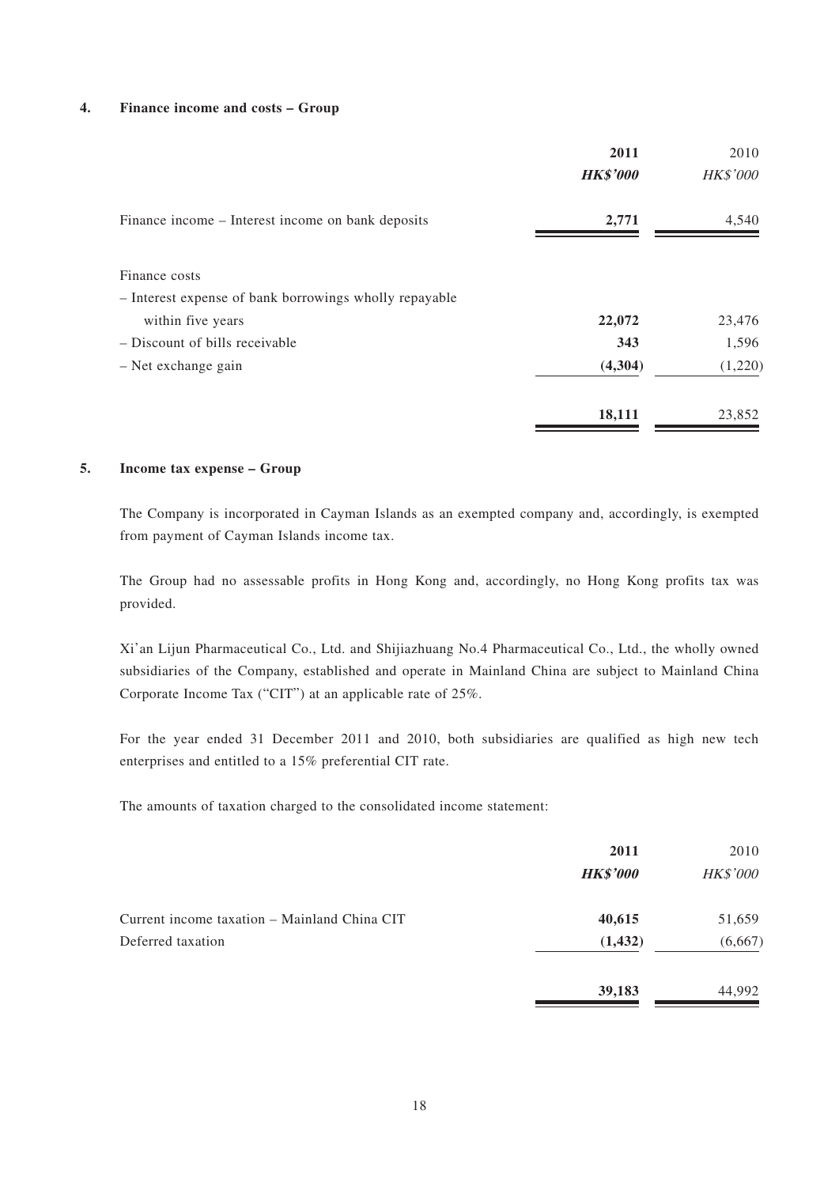#### 4. Finance income and costs – Group

| | **2011** | 2010 |
|---|---|---|
| | ***HK$'000*** | *HK$'000* |
| Finance income – Interest income on bank deposits | **2,771** | 4,540 |
| | | |
| Finance costs | | |
| – Interest expense of bank borrowings wholly repayable within five years | **22,072** | 23,476 |
| – Discount of bills receivable | **343** | 1,596 |
| – Net exchange gain | **(4,304)** | (1,220) |
| | **18,111** | 23,852 |

#### 5. Income tax expense – Group

The Company is incorporated in Cayman Islands as an exempted company and, accordingly, is exempted from payment of Cayman Islands income tax.

The Group had no assessable profits in Hong Kong and, accordingly, no Hong Kong profits tax was provided.

Xi'an Lijun Pharmaceutical Co., Ltd. and Shijiazhuang No.4 Pharmaceutical Co., Ltd., the wholly owned subsidiaries of the Company, established and operate in Mainland China are subject to Mainland China Corporate Income Tax ("CIT") at an applicable rate of 25%.

For the year ended 31 December 2011 and 2010, both subsidiaries are qualified as high new tech enterprises and entitled to a 15% preferential CIT rate.

The amounts of taxation charged to the consolidated income statement:

| | **2011** | 2010 |
|---|---|---|
| | ***HK$'000*** | *HK$'000* |
| Current income taxation – Mainland China CIT | **40,615** | 51,659 |
| Deferred taxation | **(1,432)** | (6,667) |
| | **39,183** | 44,992 |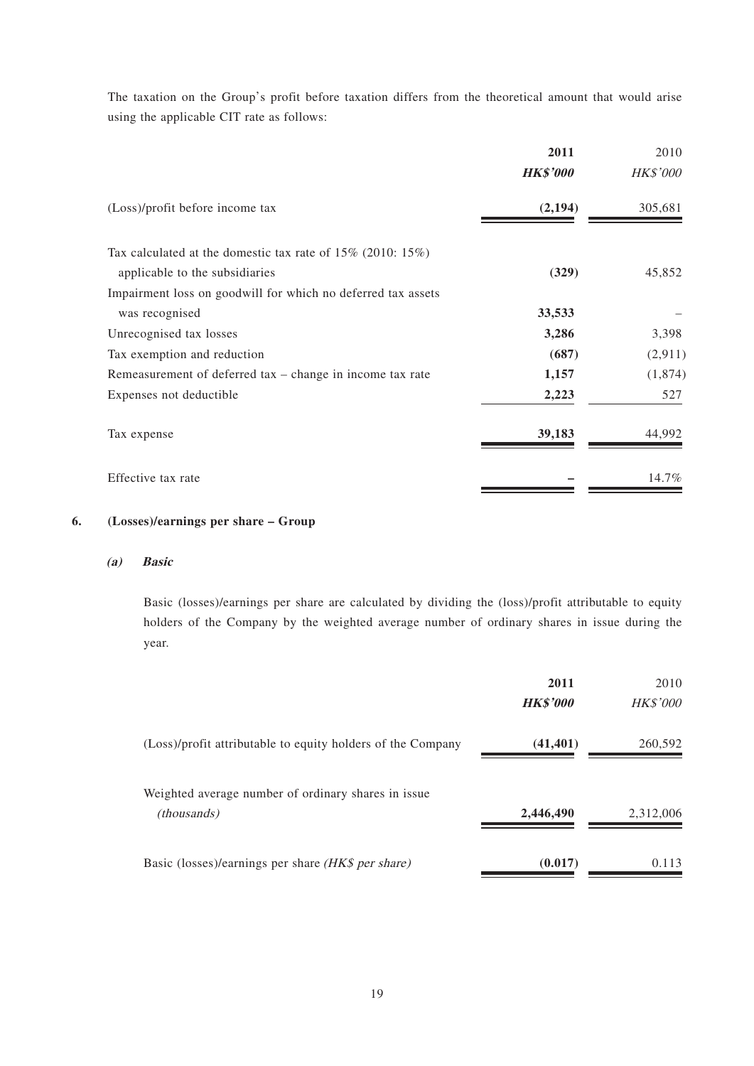The taxation on the Group's profit before taxation differs from the theoretical amount that would arise using the applicable CIT rate as follows:

| | 2011 | 2010 |
|---|---|---|
| | ***HK$'000*** | *HK$'000* |
| (Loss)/profit before income tax | **(2,194)** | 305,681 |
| Tax calculated at the domestic tax rate of 15% (2010: 15%) applicable to the subsidiaries | **(329)** | 45,852 |
| Impairment loss on goodwill for which no deferred tax assets was recognised | **33,533** | – |
| Unrecognised tax losses | **3,286** | 3,398 |
| Tax exemption and reduction | **(687)** | (2,911) |
| Remeasurement of deferred tax – change in income tax rate | **1,157** | (1,874) |
| Expenses not deductible | **2,223** | 527 |
| Tax expense | **39,183** | 44,992 |
| Effective tax rate | **–** | 14.7% |

## 6. (Losses)/earnings per share – Group

### *(a) Basic*

Basic (losses)/earnings per share are calculated by dividing the (loss)/profit attributable to equity holders of the Company by the weighted average number of ordinary shares in issue during the year.

| | 2011 | 2010 |
|---|---|---|
| | ***HK$'000*** | *HK$'000* |
| (Loss)/profit attributable to equity holders of the Company | **(41,401)** | 260,592 |
| Weighted average number of ordinary shares in issue *(thousands)* | **2,446,490** | 2,312,006 |
| Basic (losses)/earnings per share *(HK$ per share)* | **(0.017)** | 0.113 |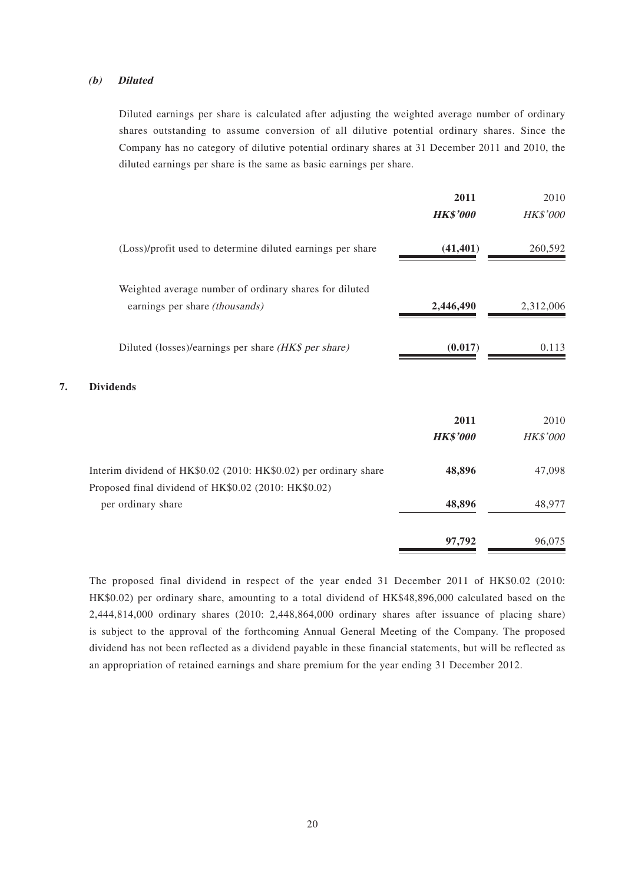#### *(b) Diluted*

Diluted earnings per share is calculated after adjusting the weighted average number of ordinary shares outstanding to assume conversion of all dilutive potential ordinary shares. Since the Company has no category of dilutive potential ordinary shares at 31 December 2011 and 2010, the diluted earnings per share is the same as basic earnings per share.

| | **2011** | 2010 |
|---|---|---|
| | ***HK$'000*** | *HK$'000* |
| (Loss)/profit used to determine diluted earnings per share | **(41,401)** | 260,592 |
| Weighted average number of ordinary shares for diluted earnings per share *(thousands)* | **2,446,490** | 2,312,006 |
| Diluted (losses)/earnings per share *(HK$ per share)* | **(0.017)** | 0.113 |

## 7. Dividends

| | **2011** | 2010 |
|---|---|---|
| | ***HK$'000*** | *HK$'000* |
| Interim dividend of HK$0.02 (2010: HK$0.02) per ordinary share | **48,896** | 47,098 |
| Proposed final dividend of HK$0.02 (2010: HK$0.02) per ordinary share | **48,896** | 48,977 |
| | **97,792** | 96,075 |

The proposed final dividend in respect of the year ended 31 December 2011 of HK$0.02 (2010: HK$0.02) per ordinary share, amounting to a total dividend of HK$48,896,000 calculated based on the 2,444,814,000 ordinary shares (2010: 2,448,864,000 ordinary shares after issuance of placing share) is subject to the approval of the forthcoming Annual General Meeting of the Company. The proposed dividend has not been reflected as a dividend payable in these financial statements, but will be reflected as an appropriation of retained earnings and share premium for the year ending 31 December 2012.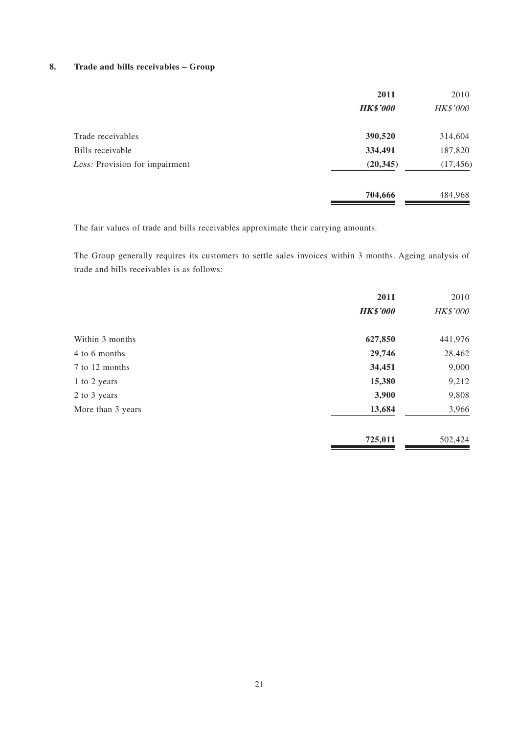## 8. Trade and bills receivables – Group

| | 2011 | 2010 |
|---|---|---|
| | ***HK$'000*** | *HK$'000* |
| Trade receivables | **390,520** | 314,604 |
| Bills receivable | **334,491** | 187,820 |
| *Less:* Provision for impairment | **(20,345)** | (17,456) |
| | **704,666** | 484,968 |

The fair values of trade and bills receivables approximate their carrying amounts.

The Group generally requires its customers to settle sales invoices within 3 months. Ageing analysis of trade and bills receivables is as follows:

| | 2011 | 2010 |
|---|---|---|
| | ***HK$'000*** | *HK$'000* |
| Within 3 months | **627,850** | 441,976 |
| 4 to 6 months | **29,746** | 28,462 |
| 7 to 12 months | **34,451** | 9,000 |
| 1 to 2 years | **15,380** | 9,212 |
| 2 to 3 years | **3,900** | 9,808 |
| More than 3 years | **13,684** | 3,966 |
| | **725,011** | 502,424 |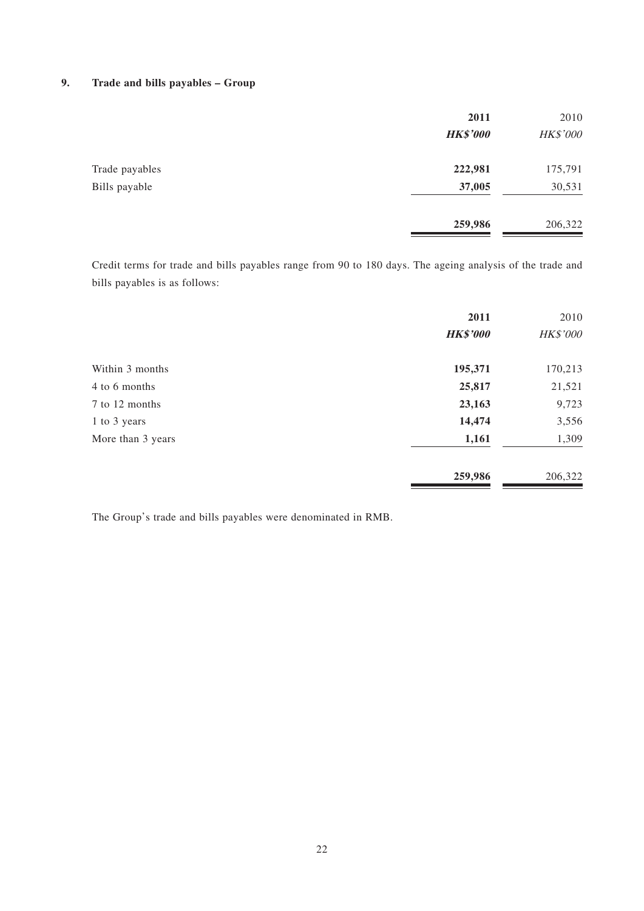## 9. Trade and bills payables – Group

| | **2011** | 2010 |
|---|---|---|
| | ***HK$'000*** | *HK$'000* |
| Trade payables | **222,981** | 175,791 |
| Bills payable | **37,005** | 30,531 |
| | **259,986** | 206,322 |

Credit terms for trade and bills payables range from 90 to 180 days. The ageing analysis of the trade and bills payables is as follows:

| | **2011** | 2010 |
|---|---|---|
| | ***HK$'000*** | *HK$'000* |
| Within 3 months | **195,371** | 170,213 |
| 4 to 6 months | **25,817** | 21,521 |
| 7 to 12 months | **23,163** | 9,723 |
| 1 to 3 years | **14,474** | 3,556 |
| More than 3 years | **1,161** | 1,309 |
| | **259,986** | 206,322 |

The Group's trade and bills payables were denominated in RMB.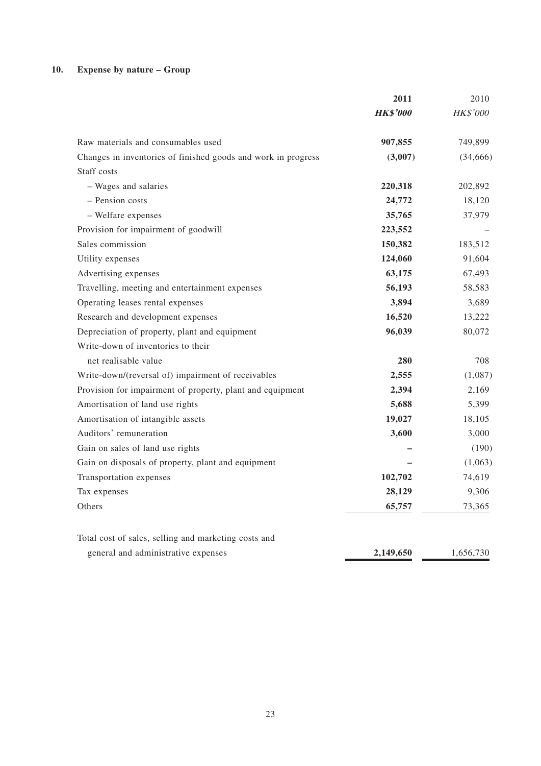## 10. Expense by nature – Group

| | **2011** | 2010 |
|---|---|---|
| | ***HK$'000*** | *HK$'000* |
| Raw materials and consumables used | **907,855** | 749,899 |
| Changes in inventories of finished goods and work in progress | **(3,007)** | (34,666) |
| Staff costs | | |
| – Wages and salaries | **220,318** | 202,892 |
| – Pension costs | **24,772** | 18,120 |
| – Welfare expenses | **35,765** | 37,979 |
| Provision for impairment of goodwill | **223,552** | – |
| Sales commission | **150,382** | 183,512 |
| Utility expenses | **124,060** | 91,604 |
| Advertising expenses | **63,175** | 67,493 |
| Travelling, meeting and entertainment expenses | **56,193** | 58,583 |
| Operating leases rental expenses | **3,894** | 3,689 |
| Research and development expenses | **16,520** | 13,222 |
| Depreciation of property, plant and equipment | **96,039** | 80,072 |
| Write-down of inventories to their net realisable value | **280** | 708 |
| Write-down/(reversal of) impairment of receivables | **2,555** | (1,087) |
| Provision for impairment of property, plant and equipment | **2,394** | 2,169 |
| Amortisation of land use rights | **5,688** | 5,399 |
| Amortisation of intangible assets | **19,027** | 18,105 |
| Auditors' remuneration | **3,600** | 3,000 |
| Gain on sales of land use rights | **–** | (190) |
| Gain on disposals of property, plant and equipment | **–** | (1,063) |
| Transportation expenses | **102,702** | 74,619 |
| Tax expenses | **28,129** | 9,306 |
| Others | **65,757** | 73,365 |
| Total cost of sales, selling and marketing costs and general and administrative expenses | **2,149,650** | 1,656,730 |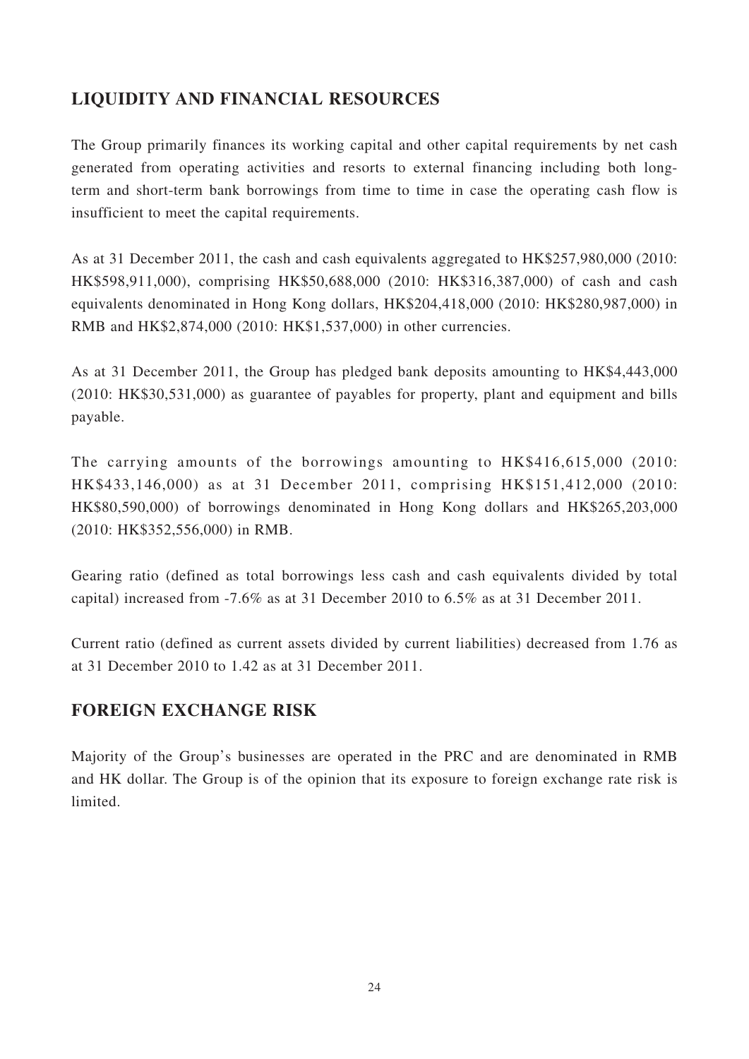## LIQUIDITY AND FINANCIAL RESOURCES

The Group primarily finances its working capital and other capital requirements by net cash generated from operating activities and resorts to external financing including both long-term and short-term bank borrowings from time to time in case the operating cash flow is insufficient to meet the capital requirements.

As at 31 December 2011, the cash and cash equivalents aggregated to HK$257,980,000 (2010: HK$598,911,000), comprising HK$50,688,000 (2010: HK$316,387,000) of cash and cash equivalents denominated in Hong Kong dollars, HK$204,418,000 (2010: HK$280,987,000) in RMB and HK$2,874,000 (2010: HK$1,537,000) in other currencies.

As at 31 December 2011, the Group has pledged bank deposits amounting to HK$4,443,000 (2010: HK$30,531,000) as guarantee of payables for property, plant and equipment and bills payable.

The carrying amounts of the borrowings amounting to HK$416,615,000 (2010: HK$433,146,000) as at 31 December 2011, comprising HK$151,412,000 (2010: HK$80,590,000) of borrowings denominated in Hong Kong dollars and HK$265,203,000 (2010: HK$352,556,000) in RMB.

Gearing ratio (defined as total borrowings less cash and cash equivalents divided by total capital) increased from -7.6% as at 31 December 2010 to 6.5% as at 31 December 2011.

Current ratio (defined as current assets divided by current liabilities) decreased from 1.76 as at 31 December 2010 to 1.42 as at 31 December 2011.

## FOREIGN EXCHANGE RISK

Majority of the Group's businesses are operated in the PRC and are denominated in RMB and HK dollar. The Group is of the opinion that its exposure to foreign exchange rate risk is limited.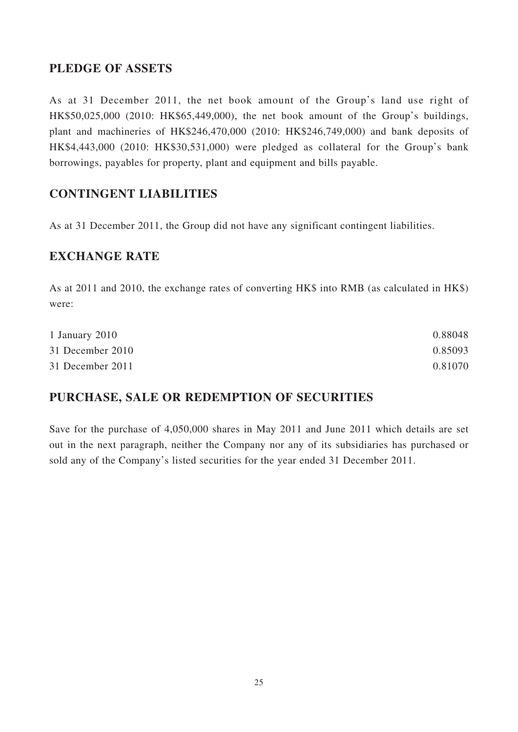## PLEDGE OF ASSETS

As at 31 December 2011, the net book amount of the Group's land use right of HK$50,025,000 (2010: HK$65,449,000), the net book amount of the Group's buildings, plant and machineries of HK$246,470,000 (2010: HK$246,749,000) and bank deposits of HK$4,443,000 (2010: HK$30,531,000) were pledged as collateral for the Group's bank borrowings, payables for property, plant and equipment and bills payable.

## CONTINGENT LIABILITIES

As at 31 December 2011, the Group did not have any significant contingent liabilities.

## EXCHANGE RATE

As at 2011 and 2010, the exchange rates of converting HK$ into RMB (as calculated in HK$) were:

| | |
|---|---|
| 1 January 2010 | 0.88048 |
| 31 December 2010 | 0.85093 |
| 31 December 2011 | 0.81070 |

## PURCHASE, SALE OR REDEMPTION OF SECURITIES

Save for the purchase of 4,050,000 shares in May 2011 and June 2011 which details are set out in the next paragraph, neither the Company nor any of its subsidiaries has purchased or sold any of the Company's listed securities for the year ended 31 December 2011.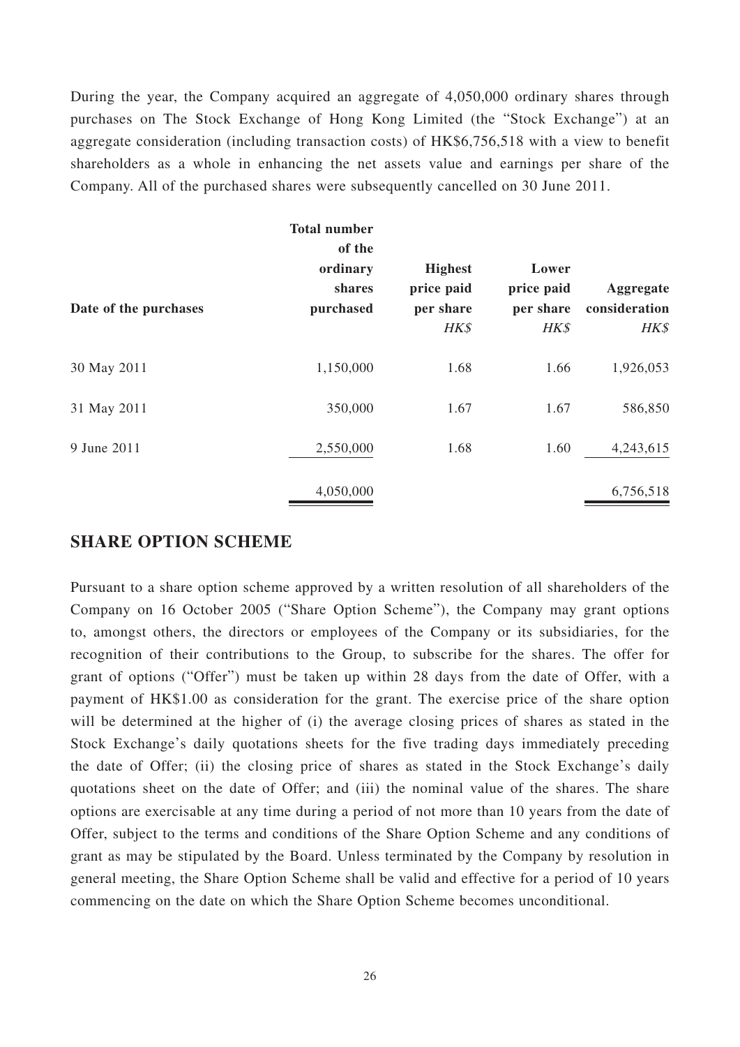During the year, the Company acquired an aggregate of 4,050,000 ordinary shares through purchases on The Stock Exchange of Hong Kong Limited (the "Stock Exchange") at an aggregate consideration (including transaction costs) of HK$6,756,518 with a view to benefit shareholders as a whole in enhancing the net assets value and earnings per share of the Company. All of the purchased shares were subsequently cancelled on 30 June 2011.

| Date of the purchases | Total number of the ordinary shares purchased | Highest price paid per share *HK$* | Lower price paid per share *HK$* | Aggregate consideration *HK$* |
|---|---|---|---|---|
| 30 May 2011 | 1,150,000 | 1.68 | 1.66 | 1,926,053 |
| 31 May 2011 | 350,000 | 1.67 | 1.67 | 586,850 |
| 9 June 2011 | 2,550,000 | 1.68 | 1.60 | 4,243,615 |
| | 4,050,000 | | | 6,756,518 |

## SHARE OPTION SCHEME

Pursuant to a share option scheme approved by a written resolution of all shareholders of the Company on 16 October 2005 ("Share Option Scheme"), the Company may grant options to, amongst others, the directors or employees of the Company or its subsidiaries, for the recognition of their contributions to the Group, to subscribe for the shares. The offer for grant of options ("Offer") must be taken up within 28 days from the date of Offer, with a payment of HK$1.00 as consideration for the grant. The exercise price of the share option will be determined at the higher of (i) the average closing prices of shares as stated in the Stock Exchange's daily quotations sheets for the five trading days immediately preceding the date of Offer; (ii) the closing price of shares as stated in the Stock Exchange's daily quotations sheet on the date of Offer; and (iii) the nominal value of the shares. The share options are exercisable at any time during a period of not more than 10 years from the date of Offer, subject to the terms and conditions of the Share Option Scheme and any conditions of grant as may be stipulated by the Board. Unless terminated by the Company by resolution in general meeting, the Share Option Scheme shall be valid and effective for a period of 10 years commencing on the date on which the Share Option Scheme becomes unconditional.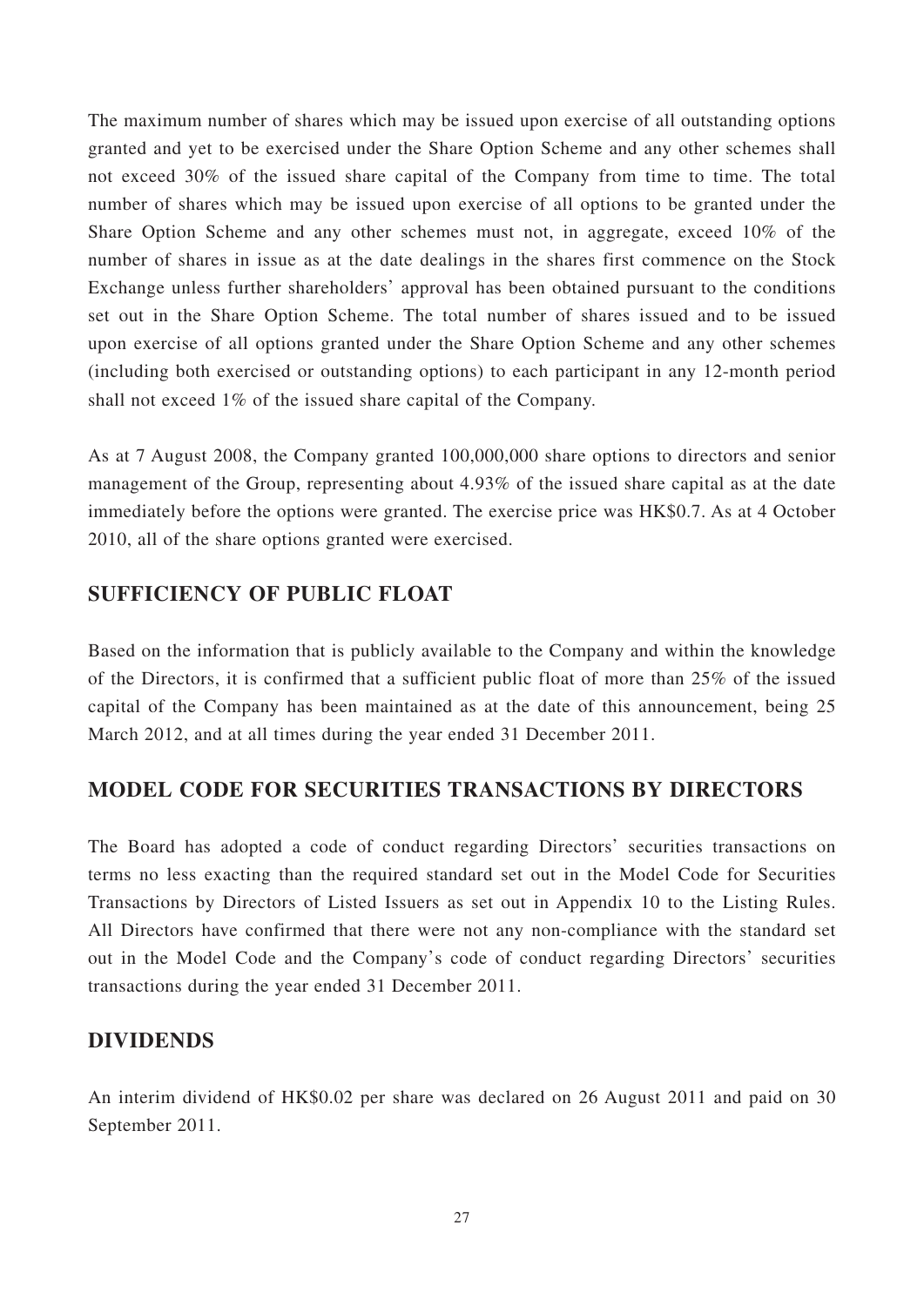The maximum number of shares which may be issued upon exercise of all outstanding options granted and yet to be exercised under the Share Option Scheme and any other schemes shall not exceed 30% of the issued share capital of the Company from time to time. The total number of shares which may be issued upon exercise of all options to be granted under the Share Option Scheme and any other schemes must not, in aggregate, exceed 10% of the number of shares in issue as at the date dealings in the shares first commence on the Stock Exchange unless further shareholders' approval has been obtained pursuant to the conditions set out in the Share Option Scheme. The total number of shares issued and to be issued upon exercise of all options granted under the Share Option Scheme and any other schemes (including both exercised or outstanding options) to each participant in any 12-month period shall not exceed 1% of the issued share capital of the Company.

As at 7 August 2008, the Company granted 100,000,000 share options to directors and senior management of the Group, representing about 4.93% of the issued share capital as at the date immediately before the options were granted. The exercise price was HK$0.7. As at 4 October 2010, all of the share options granted were exercised.

## SUFFICIENCY OF PUBLIC FLOAT

Based on the information that is publicly available to the Company and within the knowledge of the Directors, it is confirmed that a sufficient public float of more than 25% of the issued capital of the Company has been maintained as at the date of this announcement, being 25 March 2012, and at all times during the year ended 31 December 2011.

## MODEL CODE FOR SECURITIES TRANSACTIONS BY DIRECTORS

The Board has adopted a code of conduct regarding Directors' securities transactions on terms no less exacting than the required standard set out in the Model Code for Securities Transactions by Directors of Listed Issuers as set out in Appendix 10 to the Listing Rules. All Directors have confirmed that there were not any non-compliance with the standard set out in the Model Code and the Company's code of conduct regarding Directors' securities transactions during the year ended 31 December 2011.

## DIVIDENDS

An interim dividend of HK$0.02 per share was declared on 26 August 2011 and paid on 30 September 2011.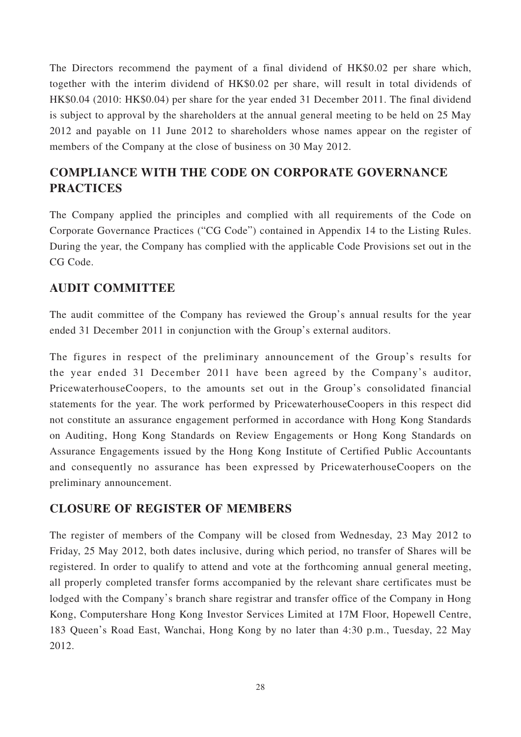The Directors recommend the payment of a final dividend of HK$0.02 per share which, together with the interim dividend of HK$0.02 per share, will result in total dividends of HK$0.04 (2010: HK$0.04) per share for the year ended 31 December 2011. The final dividend is subject to approval by the shareholders at the annual general meeting to be held on 25 May 2012 and payable on 11 June 2012 to shareholders whose names appear on the register of members of the Company at the close of business on 30 May 2012.

## COMPLIANCE WITH THE CODE ON CORPORATE GOVERNANCE PRACTICES

The Company applied the principles and complied with all requirements of the Code on Corporate Governance Practices ("CG Code") contained in Appendix 14 to the Listing Rules. During the year, the Company has complied with the applicable Code Provisions set out in the CG Code.

## AUDIT COMMITTEE

The audit committee of the Company has reviewed the Group's annual results for the year ended 31 December 2011 in conjunction with the Group's external auditors.

The figures in respect of the preliminary announcement of the Group's results for the year ended 31 December 2011 have been agreed by the Company's auditor, PricewaterhouseCoopers, to the amounts set out in the Group's consolidated financial statements for the year. The work performed by PricewaterhouseCoopers in this respect did not constitute an assurance engagement performed in accordance with Hong Kong Standards on Auditing, Hong Kong Standards on Review Engagements or Hong Kong Standards on Assurance Engagements issued by the Hong Kong Institute of Certified Public Accountants and consequently no assurance has been expressed by PricewaterhouseCoopers on the preliminary announcement.

## CLOSURE OF REGISTER OF MEMBERS

The register of members of the Company will be closed from Wednesday, 23 May 2012 to Friday, 25 May 2012, both dates inclusive, during which period, no transfer of Shares will be registered. In order to qualify to attend and vote at the forthcoming annual general meeting, all properly completed transfer forms accompanied by the relevant share certificates must be lodged with the Company's branch share registrar and transfer office of the Company in Hong Kong, Computershare Hong Kong Investor Services Limited at 17M Floor, Hopewell Centre, 183 Queen's Road East, Wanchai, Hong Kong by no later than 4:30 p.m., Tuesday, 22 May 2012.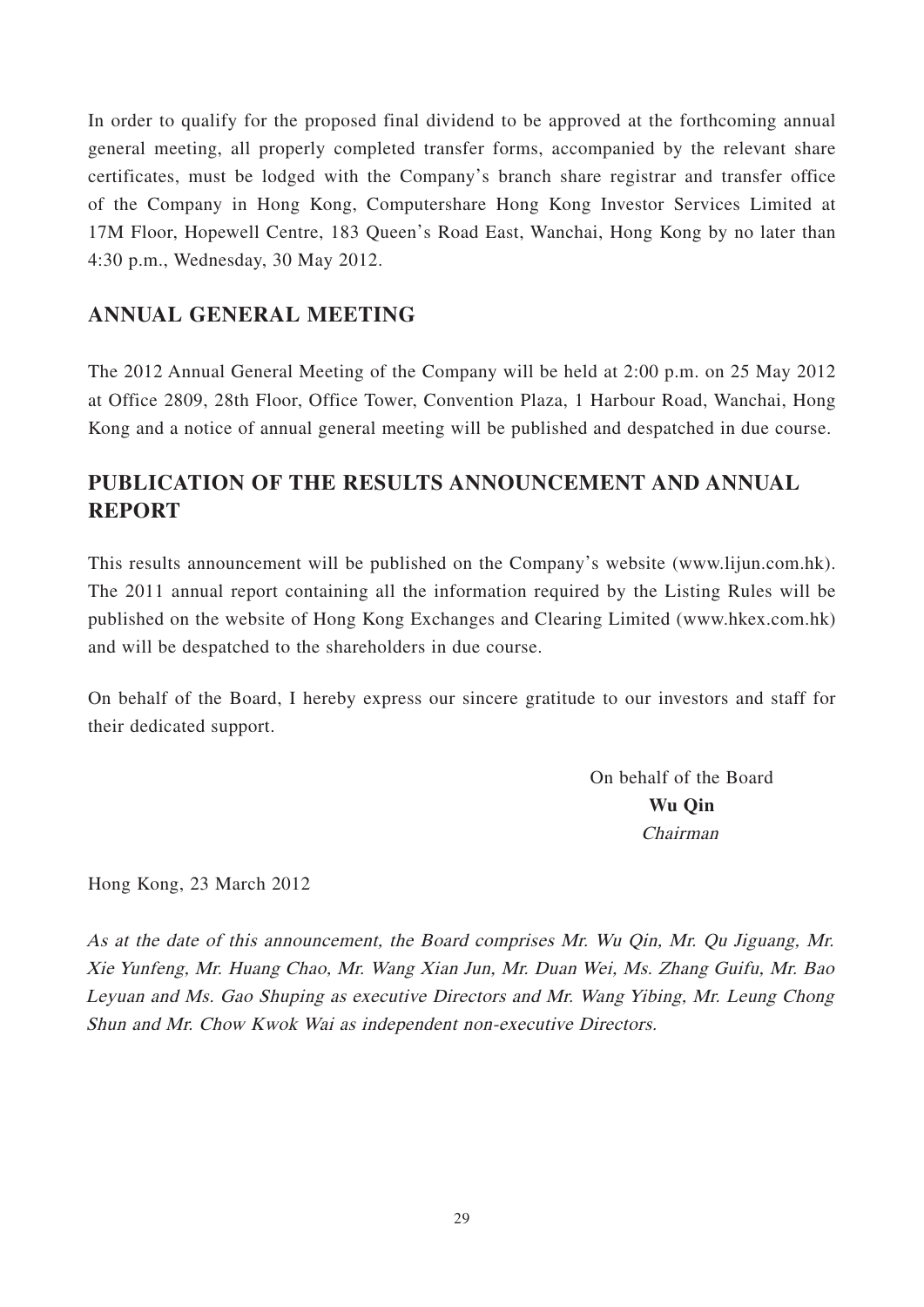In order to qualify for the proposed final dividend to be approved at the forthcoming annual general meeting, all properly completed transfer forms, accompanied by the relevant share certificates, must be lodged with the Company's branch share registrar and transfer office of the Company in Hong Kong, Computershare Hong Kong Investor Services Limited at 17M Floor, Hopewell Centre, 183 Queen's Road East, Wanchai, Hong Kong by no later than 4:30 p.m., Wednesday, 30 May 2012.

## ANNUAL GENERAL MEETING

The 2012 Annual General Meeting of the Company will be held at 2:00 p.m. on 25 May 2012 at Office 2809, 28th Floor, Office Tower, Convention Plaza, 1 Harbour Road, Wanchai, Hong Kong and a notice of annual general meeting will be published and despatched in due course.

## PUBLICATION OF THE RESULTS ANNOUNCEMENT AND ANNUAL REPORT

This results announcement will be published on the Company's website (www.lijun.com.hk). The 2011 annual report containing all the information required by the Listing Rules will be published on the website of Hong Kong Exchanges and Clearing Limited (www.hkex.com.hk) and will be despatched to the shareholders in due course.

On behalf of the Board, I hereby express our sincere gratitude to our investors and staff for their dedicated support.

On behalf of the Board
**Wu Qin**
*Chairman*

Hong Kong, 23 March 2012

*As at the date of this announcement, the Board comprises Mr. Wu Qin, Mr. Qu Jiguang, Mr. Xie Yunfeng, Mr. Huang Chao, Mr. Wang Xian Jun, Mr. Duan Wei, Ms. Zhang Guifu, Mr. Bao Leyuan and Ms. Gao Shuping as executive Directors and Mr. Wang Yibing, Mr. Leung Chong Shun and Mr. Chow Kwok Wai as independent non-executive Directors.*